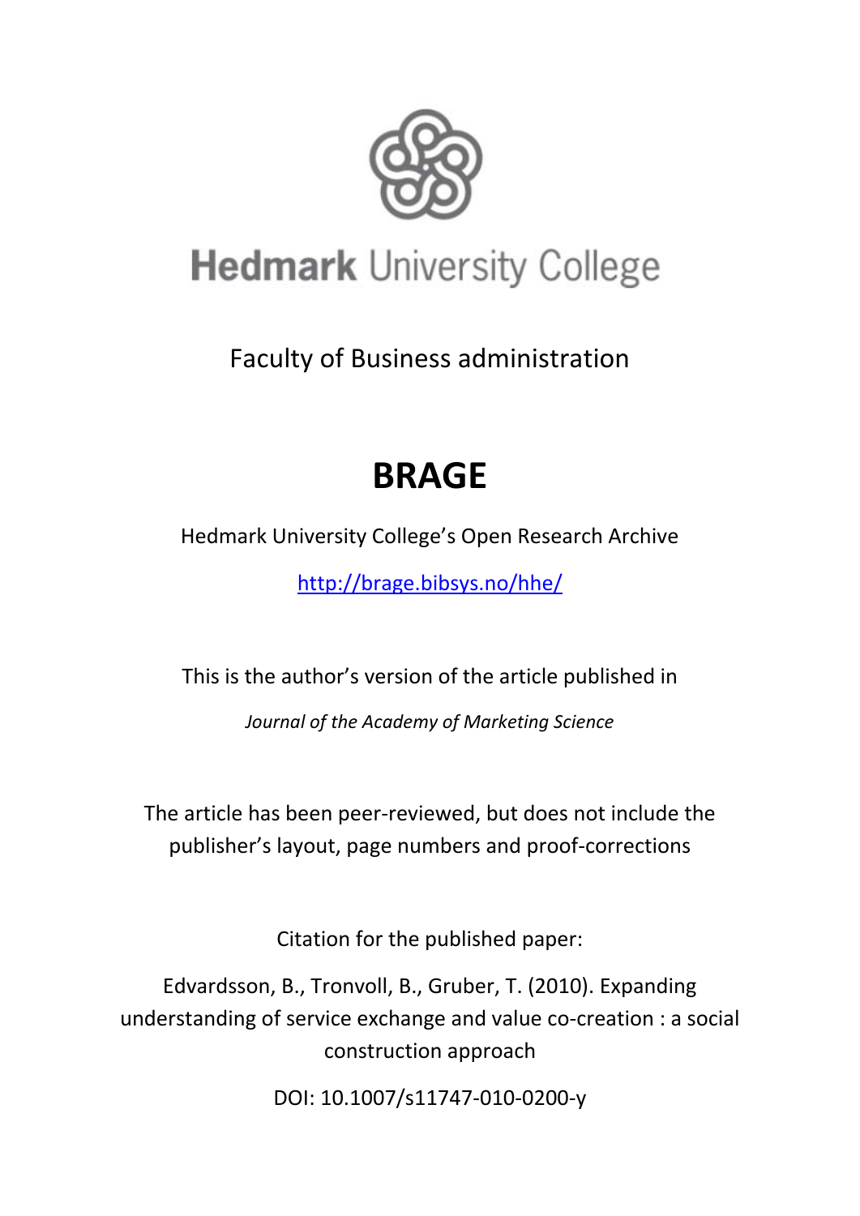# Hedmark University College

Faculty of Business administration

# BRAGE

Hedmark University College's Open Research Archive

http://brage.bibsys.no/hhe/

This is the author's version of the article published in

*Journal of the Academy of Marketing Science*

The article has been peer-reviewed, but does not include the publisher's layout, page numbers and proof-corrections

Citation for the published paper:

Edvardsson, B., Tronvoll, B., Gruber, T. (2010). Expanding understanding of service exchange and value co-creation : a social construction approach

DOI: 10.1007/s11747-010-0200-y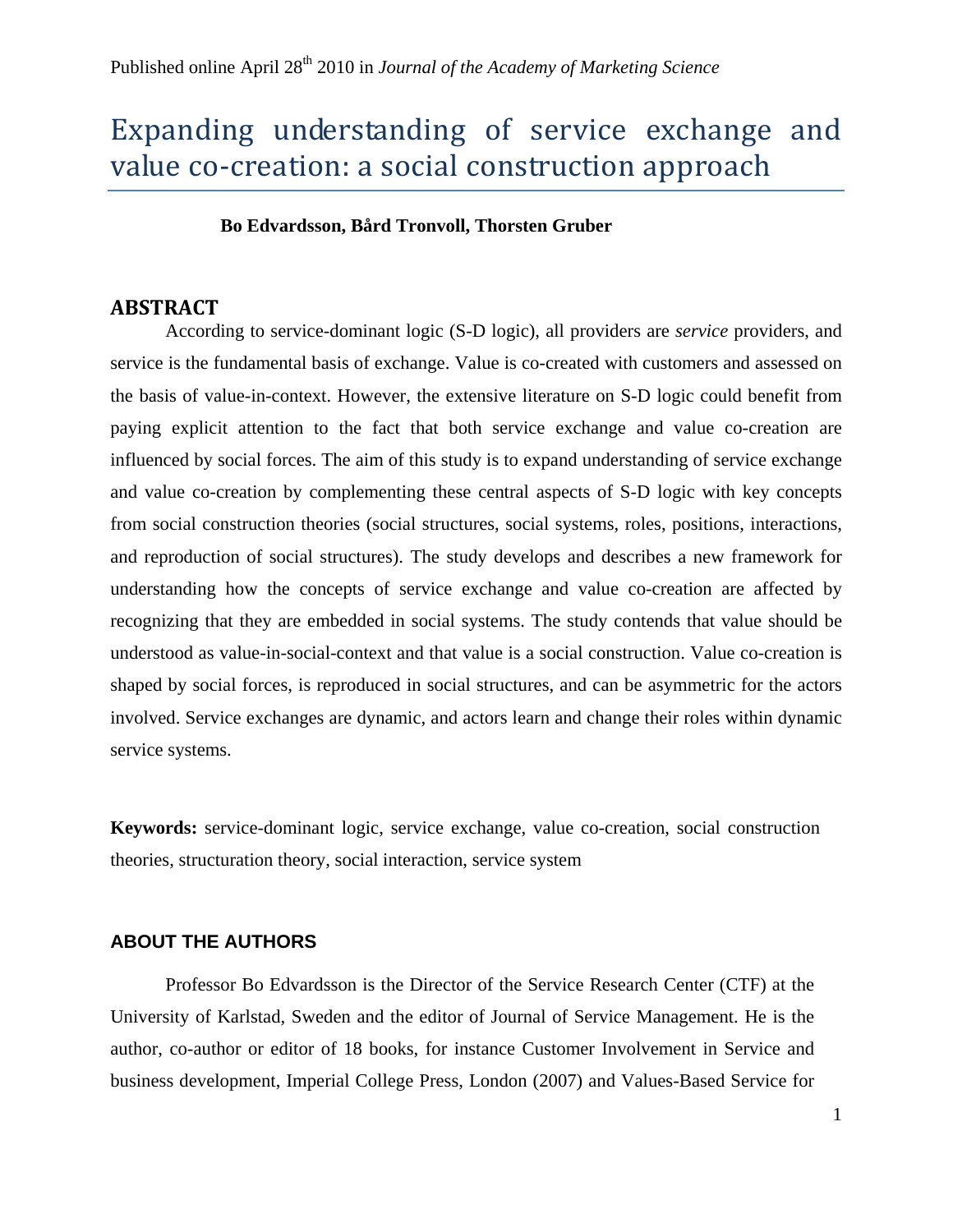Published online April 28th 2010 in *Journal of the Academy of Marketing Science*

# Expanding understanding of service exchange and value co-creation: a social construction approach

**Bo Edvardsson, Bård Tronvoll, Thorsten Gruber**

## ABSTRACT

According to service-dominant logic (S-D logic), all providers are *service* providers, and service is the fundamental basis of exchange. Value is co-created with customers and assessed on the basis of value-in-context. However, the extensive literature on S-D logic could benefit from paying explicit attention to the fact that both service exchange and value co-creation are influenced by social forces. The aim of this study is to expand understanding of service exchange and value co-creation by complementing these central aspects of S-D logic with key concepts from social construction theories (social structures, social systems, roles, positions, interactions, and reproduction of social structures). The study develops and describes a new framework for understanding how the concepts of service exchange and value co-creation are affected by recognizing that they are embedded in social systems. The study contends that value should be understood as value-in-social-context and that value is a social construction. Value co-creation is shaped by social forces, is reproduced in social structures, and can be asymmetric for the actors involved. Service exchanges are dynamic, and actors learn and change their roles within dynamic service systems.

**Keywords:** service-dominant logic, service exchange, value co-creation, social construction theories, structuration theory, social interaction, service system

### ABOUT THE AUTHORS

Professor Bo Edvardsson is the Director of the Service Research Center (CTF) at the University of Karlstad, Sweden and the editor of Journal of Service Management. He is the author, co-author or editor of 18 books, for instance Customer Involvement in Service and business development, Imperial College Press, London (2007) and Values-Based Service for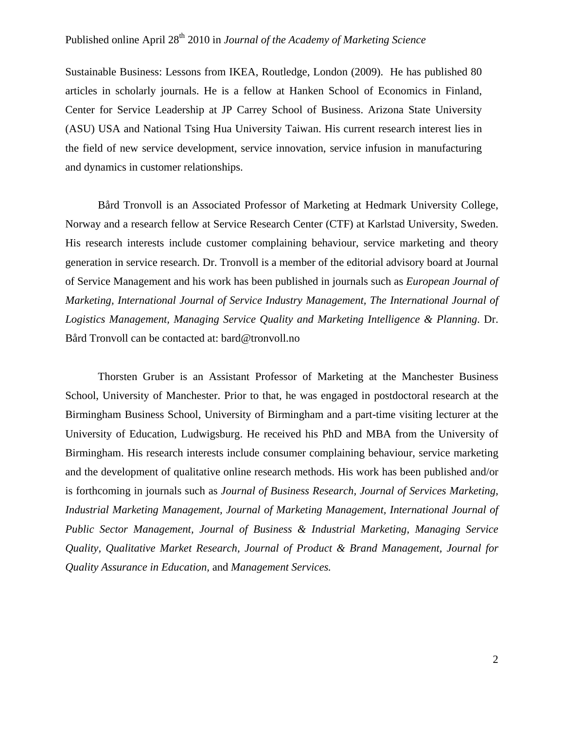Sustainable Business: Lessons from IKEA, Routledge, London (2009). He has published 80 articles in scholarly journals. He is a fellow at Hanken School of Economics in Finland, Center for Service Leadership at JP Carrey School of Business. Arizona State University (ASU) USA and National Tsing Hua University Taiwan. His current research interest lies in the field of new service development, service innovation, service infusion in manufacturing and dynamics in customer relationships.

Bård Tronvoll is an Associated Professor of Marketing at Hedmark University College, Norway and a research fellow at Service Research Center (CTF) at Karlstad University, Sweden. His research interests include customer complaining behaviour, service marketing and theory generation in service research. Dr. Tronvoll is a member of the editorial advisory board at Journal of Service Management and his work has been published in journals such as *European Journal of Marketing, International Journal of Service Industry Management, The International Journal of Logistics Management, Managing Service Quality and Marketing Intelligence & Planning*. Dr. Bård Tronvoll can be contacted at: bard@tronvoll.no

Thorsten Gruber is an Assistant Professor of Marketing at the Manchester Business School, University of Manchester. Prior to that, he was engaged in postdoctoral research at the Birmingham Business School, University of Birmingham and a part-time visiting lecturer at the University of Education, Ludwigsburg. He received his PhD and MBA from the University of Birmingham. His research interests include consumer complaining behaviour, service marketing and the development of qualitative online research methods. His work has been published and/or is forthcoming in journals such as *Journal of Business Research, Journal of Services Marketing, Industrial Marketing Management, Journal of Marketing Management, International Journal of Public Sector Management, Journal of Business & Industrial Marketing, Managing Service Quality, Qualitative Market Research, Journal of Product & Brand Management, Journal for Quality Assurance in Education,* and *Management Services.*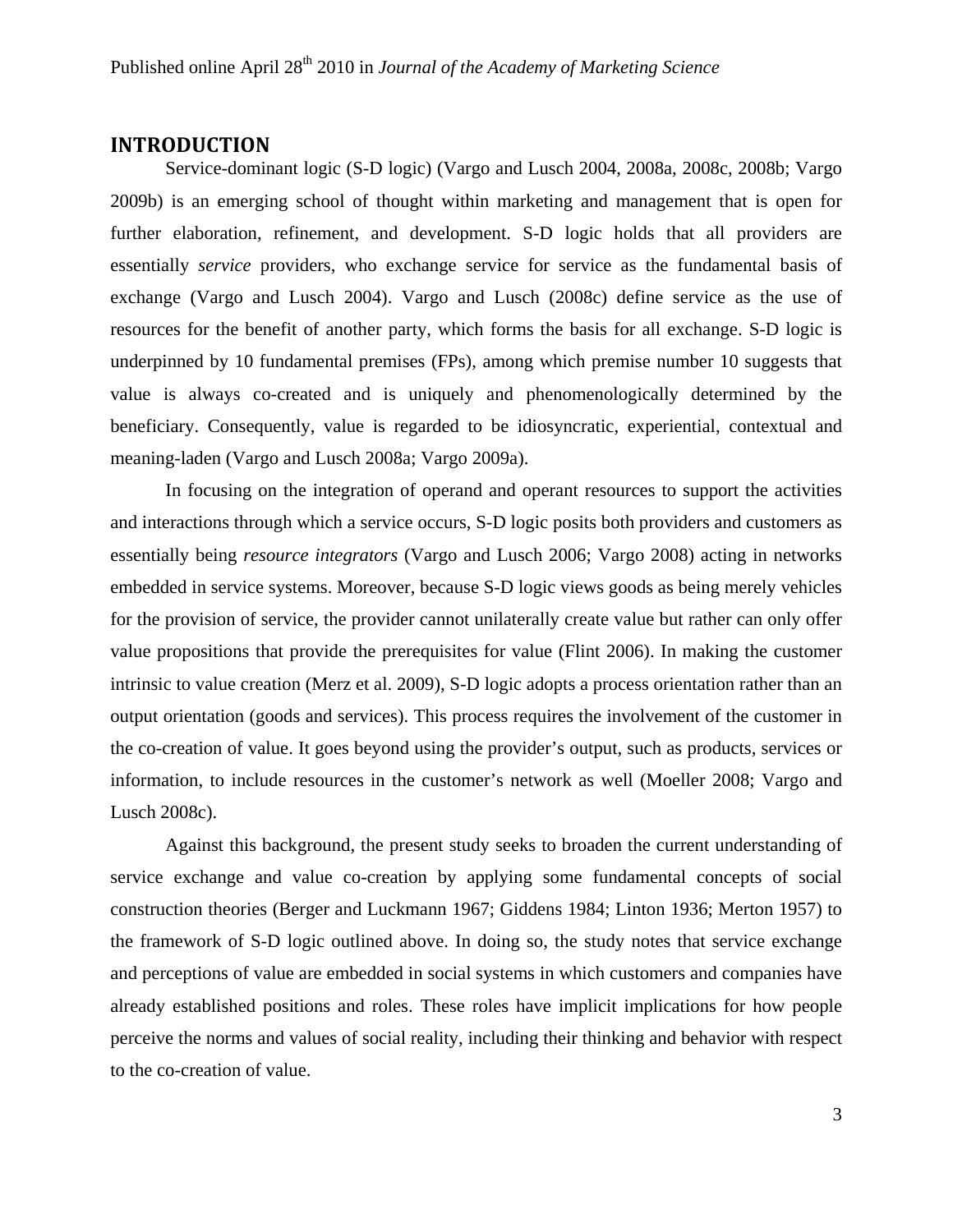## INTRODUCTION

Service-dominant logic (S-D logic) (Vargo and Lusch 2004, 2008a, 2008c, 2008b; Vargo 2009b) is an emerging school of thought within marketing and management that is open for further elaboration, refinement, and development. S-D logic holds that all providers are essentially *service* providers, who exchange service for service as the fundamental basis of exchange (Vargo and Lusch 2004). Vargo and Lusch (2008c) define service as the use of resources for the benefit of another party, which forms the basis for all exchange. S-D logic is underpinned by 10 fundamental premises (FPs), among which premise number 10 suggests that value is always co-created and is uniquely and phenomenologically determined by the beneficiary. Consequently, value is regarded to be idiosyncratic, experiential, contextual and meaning-laden (Vargo and Lusch 2008a; Vargo 2009a).

In focusing on the integration of operand and operant resources to support the activities and interactions through which a service occurs, S-D logic posits both providers and customers as essentially being *resource integrators* (Vargo and Lusch 2006; Vargo 2008) acting in networks embedded in service systems. Moreover, because S-D logic views goods as being merely vehicles for the provision of service, the provider cannot unilaterally create value but rather can only offer value propositions that provide the prerequisites for value (Flint 2006). In making the customer intrinsic to value creation (Merz et al. 2009), S-D logic adopts a process orientation rather than an output orientation (goods and services). This process requires the involvement of the customer in the co-creation of value. It goes beyond using the provider's output, such as products, services or information, to include resources in the customer's network as well (Moeller 2008; Vargo and Lusch 2008c).

Against this background, the present study seeks to broaden the current understanding of service exchange and value co-creation by applying some fundamental concepts of social construction theories (Berger and Luckmann 1967; Giddens 1984; Linton 1936; Merton 1957) to the framework of S-D logic outlined above. In doing so, the study notes that service exchange and perceptions of value are embedded in social systems in which customers and companies have already established positions and roles. These roles have implicit implications for how people perceive the norms and values of social reality, including their thinking and behavior with respect to the co-creation of value.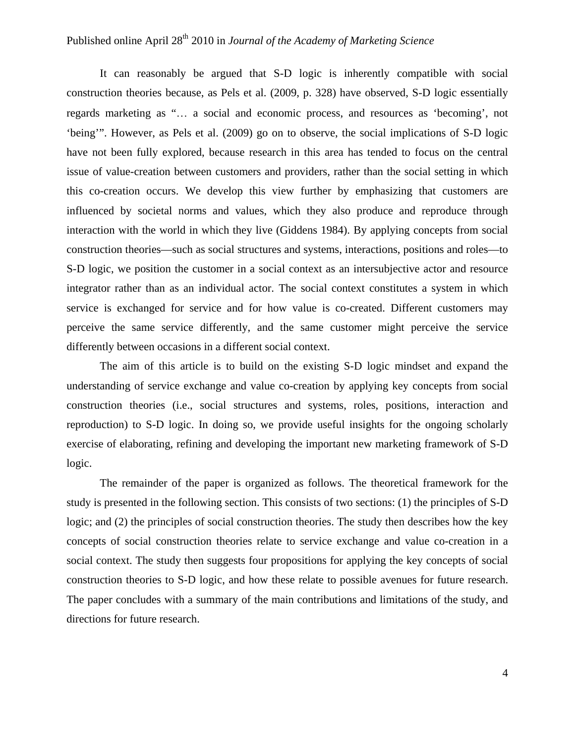It can reasonably be argued that S-D logic is inherently compatible with social construction theories because, as Pels et al. (2009, p. 328) have observed, S-D logic essentially regards marketing as "… a social and economic process, and resources as 'becoming', not 'being'". However, as Pels et al. (2009) go on to observe, the social implications of S-D logic have not been fully explored, because research in this area has tended to focus on the central issue of value-creation between customers and providers, rather than the social setting in which this co-creation occurs. We develop this view further by emphasizing that customers are influenced by societal norms and values, which they also produce and reproduce through interaction with the world in which they live (Giddens 1984). By applying concepts from social construction theories—such as social structures and systems, interactions, positions and roles—to S-D logic, we position the customer in a social context as an intersubjective actor and resource integrator rather than as an individual actor. The social context constitutes a system in which service is exchanged for service and for how value is co-created. Different customers may perceive the same service differently, and the same customer might perceive the service differently between occasions in a different social context.

The aim of this article is to build on the existing S-D logic mindset and expand the understanding of service exchange and value co-creation by applying key concepts from social construction theories (i.e., social structures and systems, roles, positions, interaction and reproduction) to S-D logic. In doing so, we provide useful insights for the ongoing scholarly exercise of elaborating, refining and developing the important new marketing framework of S-D logic.

The remainder of the paper is organized as follows. The theoretical framework for the study is presented in the following section. This consists of two sections: (1) the principles of S-D logic; and (2) the principles of social construction theories. The study then describes how the key concepts of social construction theories relate to service exchange and value co-creation in a social context. The study then suggests four propositions for applying the key concepts of social construction theories to S-D logic, and how these relate to possible avenues for future research. The paper concludes with a summary of the main contributions and limitations of the study, and directions for future research.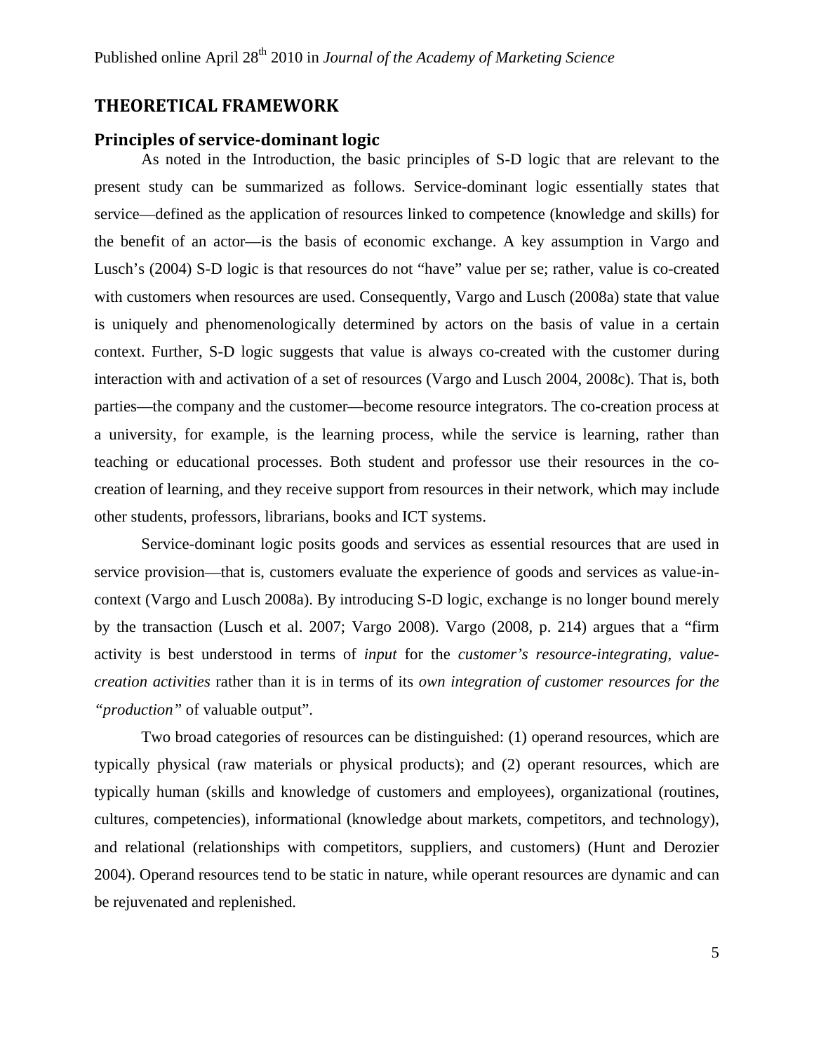## THEORETICAL FRAMEWORK

### Principles of service-dominant logic

As noted in the Introduction, the basic principles of S-D logic that are relevant to the present study can be summarized as follows. Service-dominant logic essentially states that service—defined as the application of resources linked to competence (knowledge and skills) for the benefit of an actor—is the basis of economic exchange. A key assumption in Vargo and Lusch's (2004) S-D logic is that resources do not "have" value per se; rather, value is co-created with customers when resources are used. Consequently, Vargo and Lusch (2008a) state that value is uniquely and phenomenologically determined by actors on the basis of value in a certain context. Further, S-D logic suggests that value is always co-created with the customer during interaction with and activation of a set of resources (Vargo and Lusch 2004, 2008c). That is, both parties—the company and the customer—become resource integrators. The co-creation process at a university, for example, is the learning process, while the service is learning, rather than teaching or educational processes. Both student and professor use their resources in the co-creation of learning, and they receive support from resources in their network, which may include other students, professors, librarians, books and ICT systems.

Service-dominant logic posits goods and services as essential resources that are used in service provision—that is, customers evaluate the experience of goods and services as value-in-context (Vargo and Lusch 2008a). By introducing S-D logic, exchange is no longer bound merely by the transaction (Lusch et al. 2007; Vargo 2008). Vargo (2008, p. 214) argues that a "firm activity is best understood in terms of *input* for the *customer's resource-integrating, value-creation activities* rather than it is in terms of its *own integration of customer resources for the "production"* of valuable output".

Two broad categories of resources can be distinguished: (1) operand resources, which are typically physical (raw materials or physical products); and (2) operant resources, which are typically human (skills and knowledge of customers and employees), organizational (routines, cultures, competencies), informational (knowledge about markets, competitors, and technology), and relational (relationships with competitors, suppliers, and customers) (Hunt and Derozier 2004). Operand resources tend to be static in nature, while operant resources are dynamic and can be rejuvenated and replenished.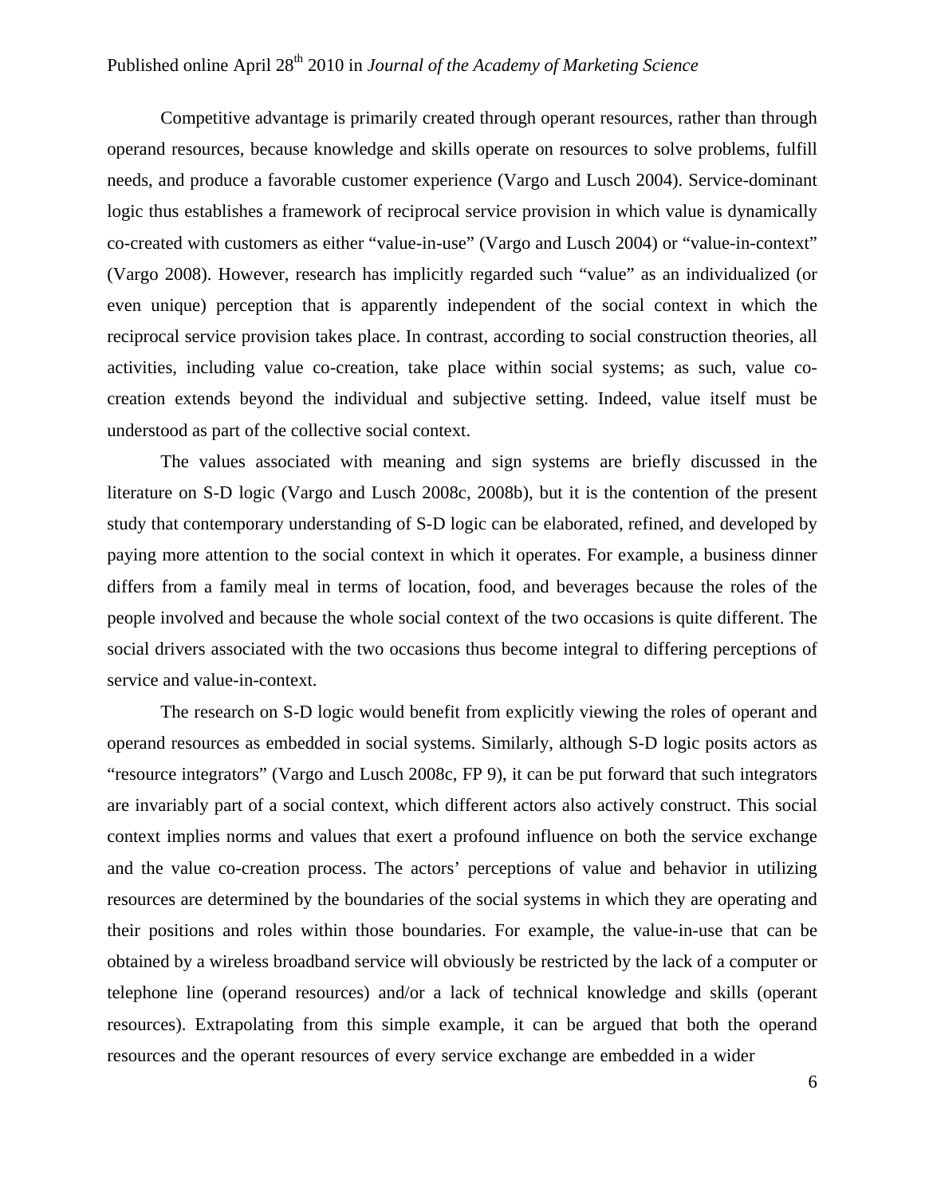Competitive advantage is primarily created through operant resources, rather than through operand resources, because knowledge and skills operate on resources to solve problems, fulfill needs, and produce a favorable customer experience (Vargo and Lusch 2004). Service-dominant logic thus establishes a framework of reciprocal service provision in which value is dynamically co-created with customers as either "value-in-use" (Vargo and Lusch 2004) or "value-in-context" (Vargo 2008). However, research has implicitly regarded such "value" as an individualized (or even unique) perception that is apparently independent of the social context in which the reciprocal service provision takes place. In contrast, according to social construction theories, all activities, including value co-creation, take place within social systems; as such, value co-creation extends beyond the individual and subjective setting. Indeed, value itself must be understood as part of the collective social context.

The values associated with meaning and sign systems are briefly discussed in the literature on S-D logic (Vargo and Lusch 2008c, 2008b), but it is the contention of the present study that contemporary understanding of S-D logic can be elaborated, refined, and developed by paying more attention to the social context in which it operates. For example, a business dinner differs from a family meal in terms of location, food, and beverages because the roles of the people involved and because the whole social context of the two occasions is quite different. The social drivers associated with the two occasions thus become integral to differing perceptions of service and value-in-context.

The research on S-D logic would benefit from explicitly viewing the roles of operant and operand resources as embedded in social systems. Similarly, although S-D logic posits actors as "resource integrators" (Vargo and Lusch 2008c, FP 9), it can be put forward that such integrators are invariably part of a social context, which different actors also actively construct. This social context implies norms and values that exert a profound influence on both the service exchange and the value co-creation process. The actors' perceptions of value and behavior in utilizing resources are determined by the boundaries of the social systems in which they are operating and their positions and roles within those boundaries. For example, the value-in-use that can be obtained by a wireless broadband service will obviously be restricted by the lack of a computer or telephone line (operand resources) and/or a lack of technical knowledge and skills (operant resources). Extrapolating from this simple example, it can be argued that both the operand resources and the operant resources of every service exchange are embedded in a wider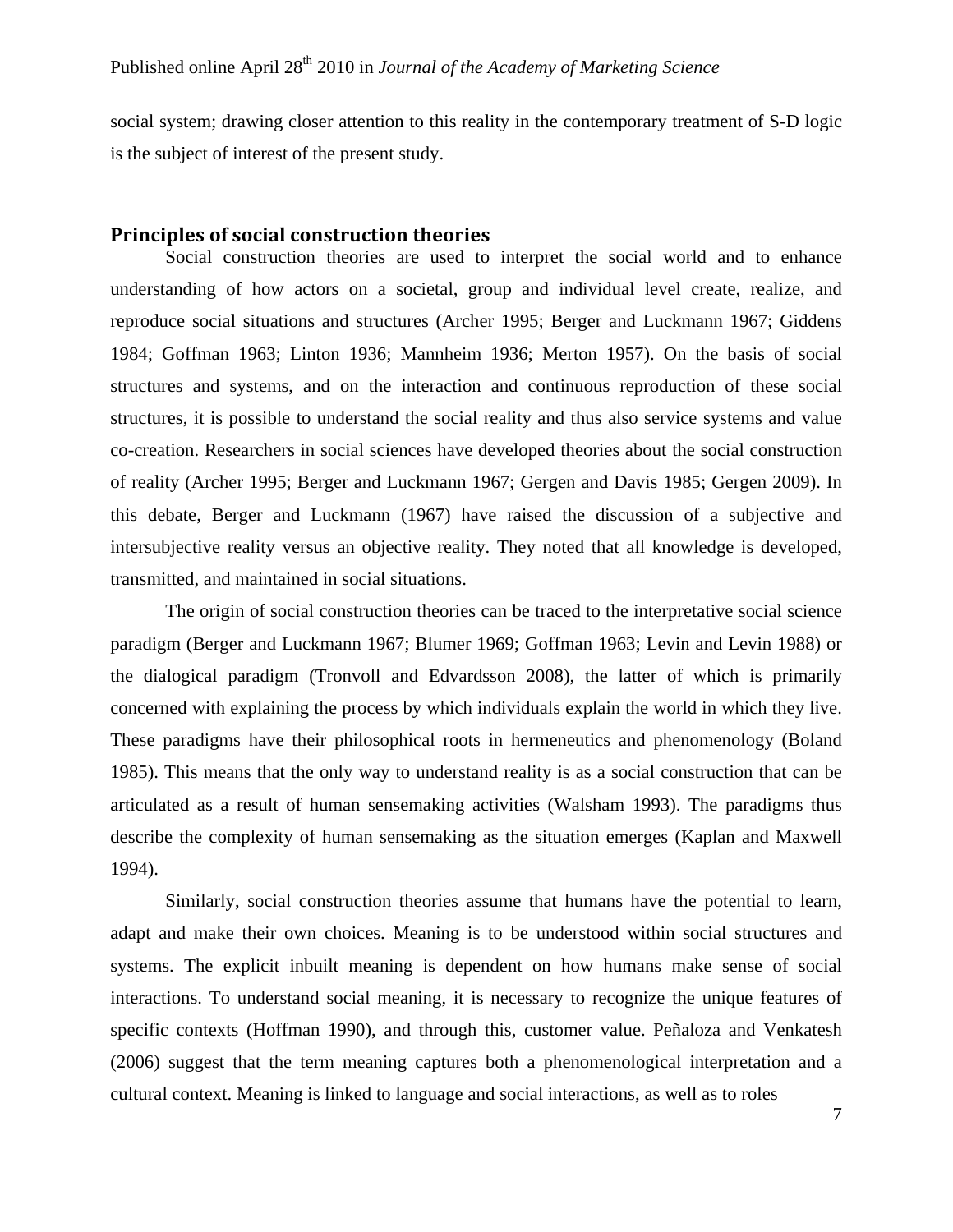social system; drawing closer attention to this reality in the contemporary treatment of S-D logic is the subject of interest of the present study.

## Principles of social construction theories

Social construction theories are used to interpret the social world and to enhance understanding of how actors on a societal, group and individual level create, realize, and reproduce social situations and structures (Archer 1995; Berger and Luckmann 1967; Giddens 1984; Goffman 1963; Linton 1936; Mannheim 1936; Merton 1957). On the basis of social structures and systems, and on the interaction and continuous reproduction of these social structures, it is possible to understand the social reality and thus also service systems and value co-creation. Researchers in social sciences have developed theories about the social construction of reality (Archer 1995; Berger and Luckmann 1967; Gergen and Davis 1985; Gergen 2009). In this debate, Berger and Luckmann (1967) have raised the discussion of a subjective and intersubjective reality versus an objective reality. They noted that all knowledge is developed, transmitted, and maintained in social situations.

The origin of social construction theories can be traced to the interpretative social science paradigm (Berger and Luckmann 1967; Blumer 1969; Goffman 1963; Levin and Levin 1988) or the dialogical paradigm (Tronvoll and Edvardsson 2008), the latter of which is primarily concerned with explaining the process by which individuals explain the world in which they live. These paradigms have their philosophical roots in hermeneutics and phenomenology (Boland 1985). This means that the only way to understand reality is as a social construction that can be articulated as a result of human sensemaking activities (Walsham 1993). The paradigms thus describe the complexity of human sensemaking as the situation emerges (Kaplan and Maxwell 1994).

Similarly, social construction theories assume that humans have the potential to learn, adapt and make their own choices. Meaning is to be understood within social structures and systems. The explicit inbuilt meaning is dependent on how humans make sense of social interactions. To understand social meaning, it is necessary to recognize the unique features of specific contexts (Hoffman 1990), and through this, customer value. Peñaloza and Venkatesh (2006) suggest that the term meaning captures both a phenomenological interpretation and a cultural context. Meaning is linked to language and social interactions, as well as to roles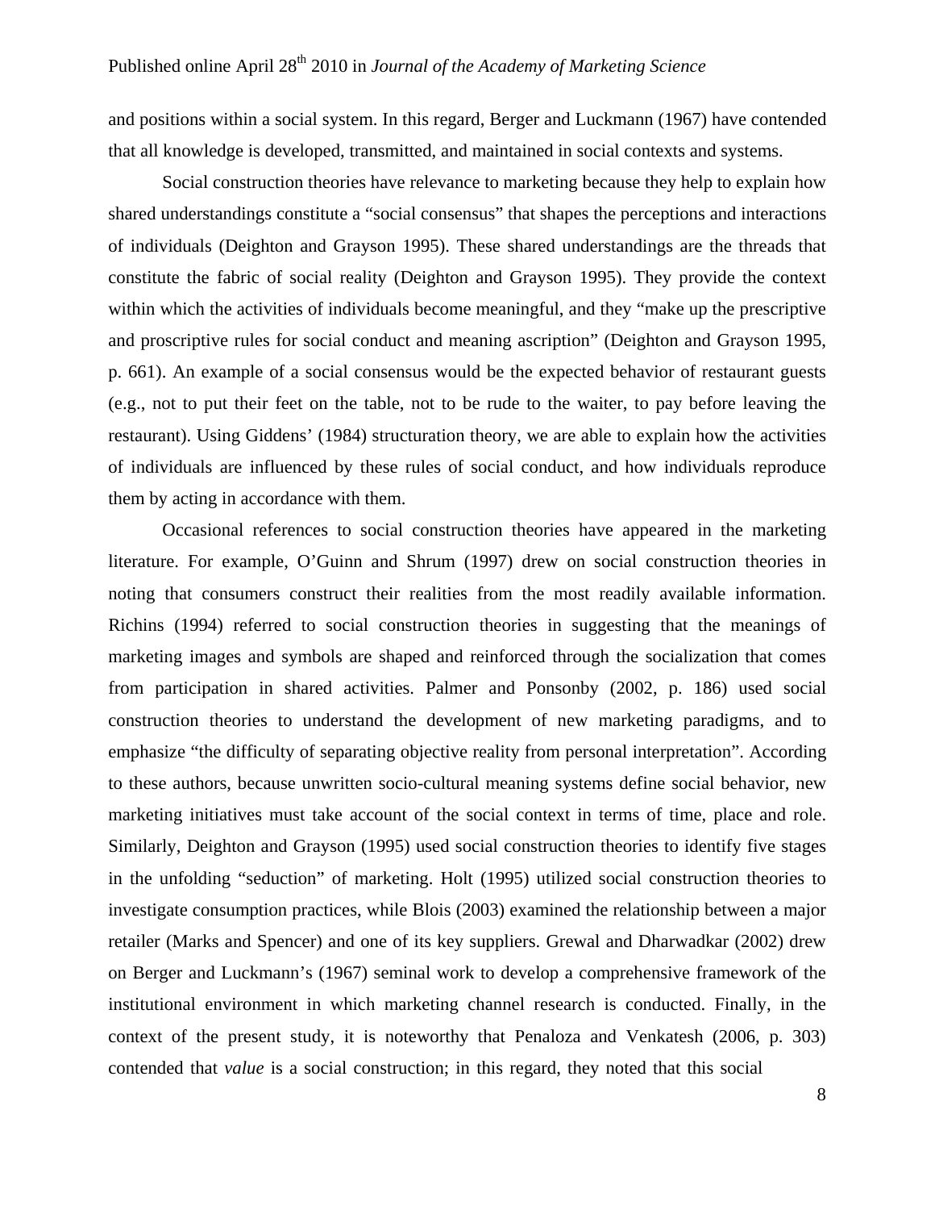and positions within a social system. In this regard, Berger and Luckmann (1967) have contended that all knowledge is developed, transmitted, and maintained in social contexts and systems.

Social construction theories have relevance to marketing because they help to explain how shared understandings constitute a "social consensus" that shapes the perceptions and interactions of individuals (Deighton and Grayson 1995). These shared understandings are the threads that constitute the fabric of social reality (Deighton and Grayson 1995). They provide the context within which the activities of individuals become meaningful, and they "make up the prescriptive and proscriptive rules for social conduct and meaning ascription" (Deighton and Grayson 1995, p. 661). An example of a social consensus would be the expected behavior of restaurant guests (e.g., not to put their feet on the table, not to be rude to the waiter, to pay before leaving the restaurant). Using Giddens' (1984) structuration theory, we are able to explain how the activities of individuals are influenced by these rules of social conduct, and how individuals reproduce them by acting in accordance with them.

Occasional references to social construction theories have appeared in the marketing literature. For example, O'Guinn and Shrum (1997) drew on social construction theories in noting that consumers construct their realities from the most readily available information. Richins (1994) referred to social construction theories in suggesting that the meanings of marketing images and symbols are shaped and reinforced through the socialization that comes from participation in shared activities. Palmer and Ponsonby (2002, p. 186) used social construction theories to understand the development of new marketing paradigms, and to emphasize "the difficulty of separating objective reality from personal interpretation". According to these authors, because unwritten socio-cultural meaning systems define social behavior, new marketing initiatives must take account of the social context in terms of time, place and role. Similarly, Deighton and Grayson (1995) used social construction theories to identify five stages in the unfolding "seduction" of marketing. Holt (1995) utilized social construction theories to investigate consumption practices, while Blois (2003) examined the relationship between a major retailer (Marks and Spencer) and one of its key suppliers. Grewal and Dharwadkar (2002) drew on Berger and Luckmann's (1967) seminal work to develop a comprehensive framework of the institutional environment in which marketing channel research is conducted. Finally, in the context of the present study, it is noteworthy that Penaloza and Venkatesh (2006, p. 303) contended that *value* is a social construction; in this regard, they noted that this social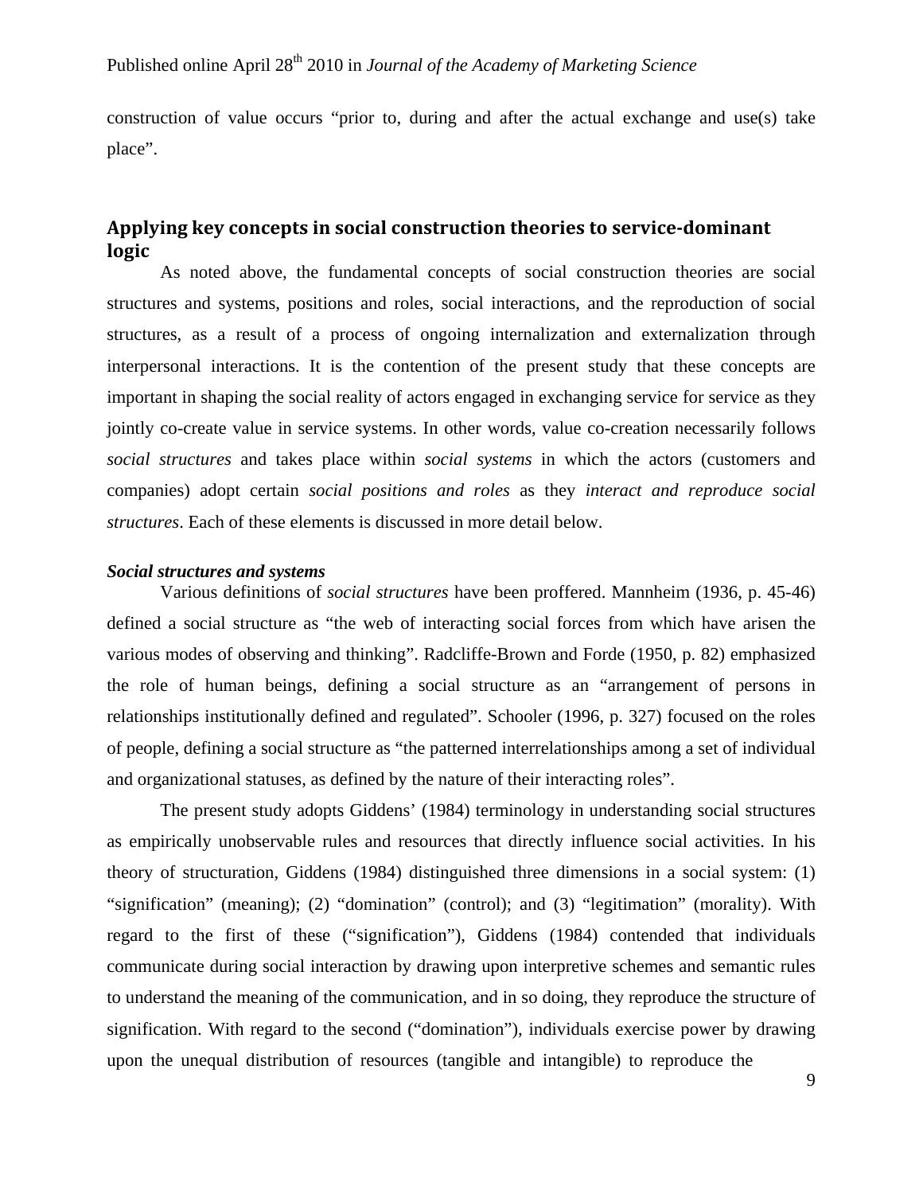construction of value occurs "prior to, during and after the actual exchange and use(s) take place".

## Applying key concepts in social construction theories to service-dominant logic

As noted above, the fundamental concepts of social construction theories are social structures and systems, positions and roles, social interactions, and the reproduction of social structures, as a result of a process of ongoing internalization and externalization through interpersonal interactions. It is the contention of the present study that these concepts are important in shaping the social reality of actors engaged in exchanging service for service as they jointly co-create value in service systems. In other words, value co-creation necessarily follows *social structures* and takes place within *social systems* in which the actors (customers and companies) adopt certain *social positions and roles* as they *interact and reproduce social structures*. Each of these elements is discussed in more detail below.

### *Social structures and systems*

Various definitions of *social structures* have been proffered. Mannheim (1936, p. 45-46) defined a social structure as "the web of interacting social forces from which have arisen the various modes of observing and thinking". Radcliffe-Brown and Forde (1950, p. 82) emphasized the role of human beings, defining a social structure as an "arrangement of persons in relationships institutionally defined and regulated". Schooler (1996, p. 327) focused on the roles of people, defining a social structure as "the patterned interrelationships among a set of individual and organizational statuses, as defined by the nature of their interacting roles".

The present study adopts Giddens' (1984) terminology in understanding social structures as empirically unobservable rules and resources that directly influence social activities. In his theory of structuration, Giddens (1984) distinguished three dimensions in a social system: (1) "signification" (meaning); (2) "domination" (control); and (3) "legitimation" (morality). With regard to the first of these ("signification"), Giddens (1984) contended that individuals communicate during social interaction by drawing upon interpretive schemes and semantic rules to understand the meaning of the communication, and in so doing, they reproduce the structure of signification. With regard to the second ("domination"), individuals exercise power by drawing upon the unequal distribution of resources (tangible and intangible) to reproduce the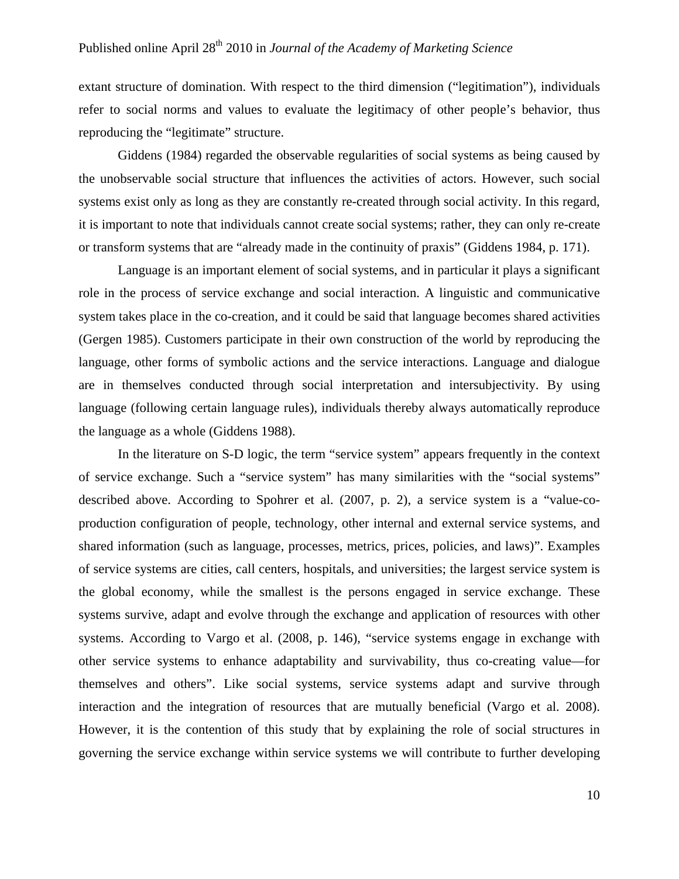extant structure of domination. With respect to the third dimension ("legitimation"), individuals refer to social norms and values to evaluate the legitimacy of other people's behavior, thus reproducing the "legitimate" structure.

Giddens (1984) regarded the observable regularities of social systems as being caused by the unobservable social structure that influences the activities of actors. However, such social systems exist only as long as they are constantly re-created through social activity. In this regard, it is important to note that individuals cannot create social systems; rather, they can only re-create or transform systems that are "already made in the continuity of praxis" (Giddens 1984, p. 171).

Language is an important element of social systems, and in particular it plays a significant role in the process of service exchange and social interaction. A linguistic and communicative system takes place in the co-creation, and it could be said that language becomes shared activities (Gergen 1985). Customers participate in their own construction of the world by reproducing the language, other forms of symbolic actions and the service interactions. Language and dialogue are in themselves conducted through social interpretation and intersubjectivity. By using language (following certain language rules), individuals thereby always automatically reproduce the language as a whole (Giddens 1988).

In the literature on S-D logic, the term "service system" appears frequently in the context of service exchange. Such a "service system" has many similarities with the "social systems" described above. According to Spohrer et al. (2007, p. 2), a service system is a "value-co-production configuration of people, technology, other internal and external service systems, and shared information (such as language, processes, metrics, prices, policies, and laws)". Examples of service systems are cities, call centers, hospitals, and universities; the largest service system is the global economy, while the smallest is the persons engaged in service exchange. These systems survive, adapt and evolve through the exchange and application of resources with other systems. According to Vargo et al. (2008, p. 146), "service systems engage in exchange with other service systems to enhance adaptability and survivability, thus co-creating value—for themselves and others". Like social systems, service systems adapt and survive through interaction and the integration of resources that are mutually beneficial (Vargo et al. 2008). However, it is the contention of this study that by explaining the role of social structures in governing the service exchange within service systems we will contribute to further developing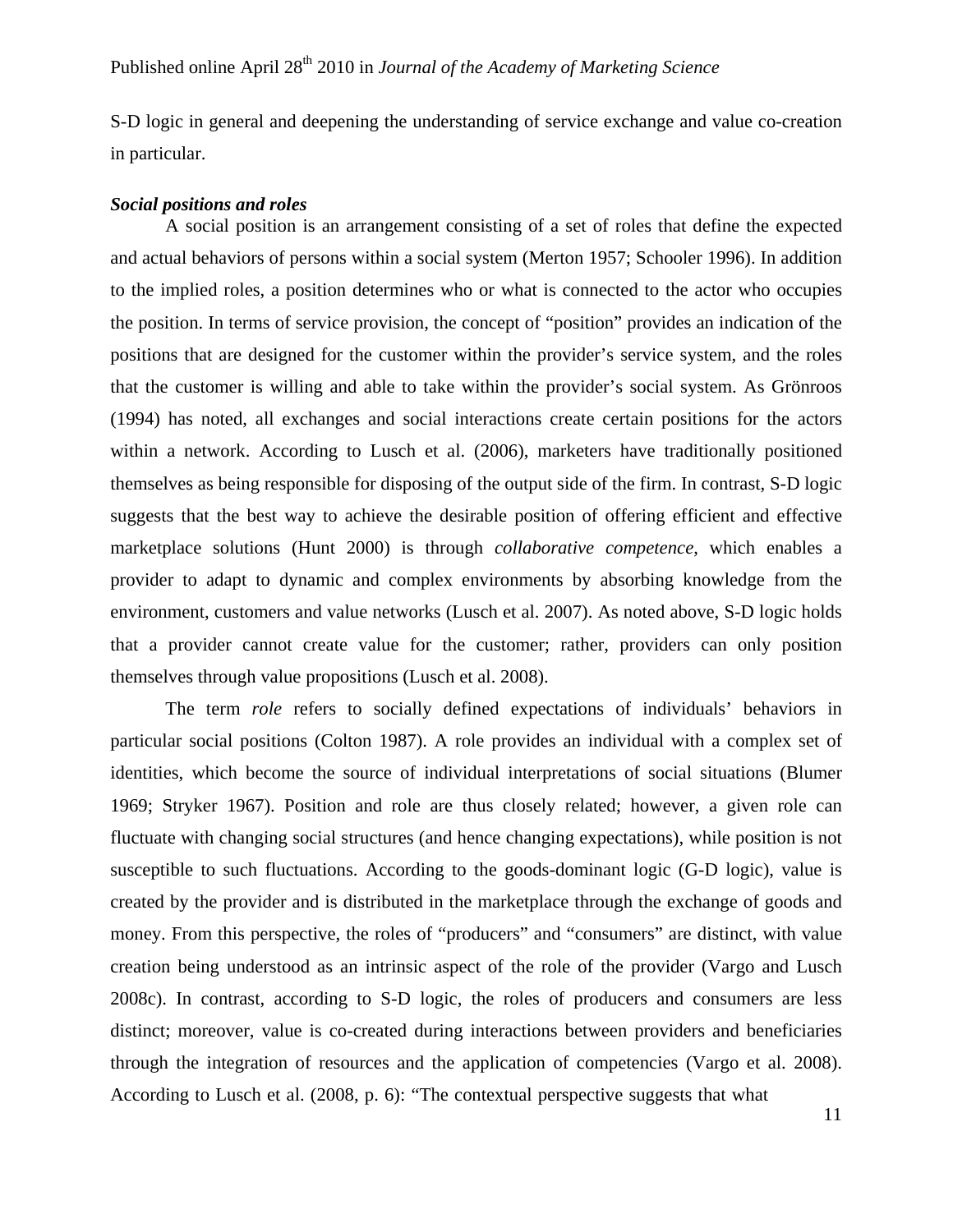S-D logic in general and deepening the understanding of service exchange and value co-creation in particular.

***Social positions and roles***

A social position is an arrangement consisting of a set of roles that define the expected and actual behaviors of persons within a social system (Merton 1957; Schooler 1996). In addition to the implied roles, a position determines who or what is connected to the actor who occupies the position. In terms of service provision, the concept of "position" provides an indication of the positions that are designed for the customer within the provider's service system, and the roles that the customer is willing and able to take within the provider's social system. As Grönroos (1994) has noted, all exchanges and social interactions create certain positions for the actors within a network. According to Lusch et al. (2006), marketers have traditionally positioned themselves as being responsible for disposing of the output side of the firm. In contrast, S-D logic suggests that the best way to achieve the desirable position of offering efficient and effective marketplace solutions (Hunt 2000) is through *collaborative competence*, which enables a provider to adapt to dynamic and complex environments by absorbing knowledge from the environment, customers and value networks (Lusch et al. 2007). As noted above, S-D logic holds that a provider cannot create value for the customer; rather, providers can only position themselves through value propositions (Lusch et al. 2008).

The term *role* refers to socially defined expectations of individuals' behaviors in particular social positions (Colton 1987). A role provides an individual with a complex set of identities, which become the source of individual interpretations of social situations (Blumer 1969; Stryker 1967). Position and role are thus closely related; however, a given role can fluctuate with changing social structures (and hence changing expectations), while position is not susceptible to such fluctuations. According to the goods-dominant logic (G-D logic), value is created by the provider and is distributed in the marketplace through the exchange of goods and money. From this perspective, the roles of "producers" and "consumers" are distinct, with value creation being understood as an intrinsic aspect of the role of the provider (Vargo and Lusch 2008c). In contrast, according to S-D logic, the roles of producers and consumers are less distinct; moreover, value is co-created during interactions between providers and beneficiaries through the integration of resources and the application of competencies (Vargo et al. 2008). According to Lusch et al. (2008, p. 6): "The contextual perspective suggests that what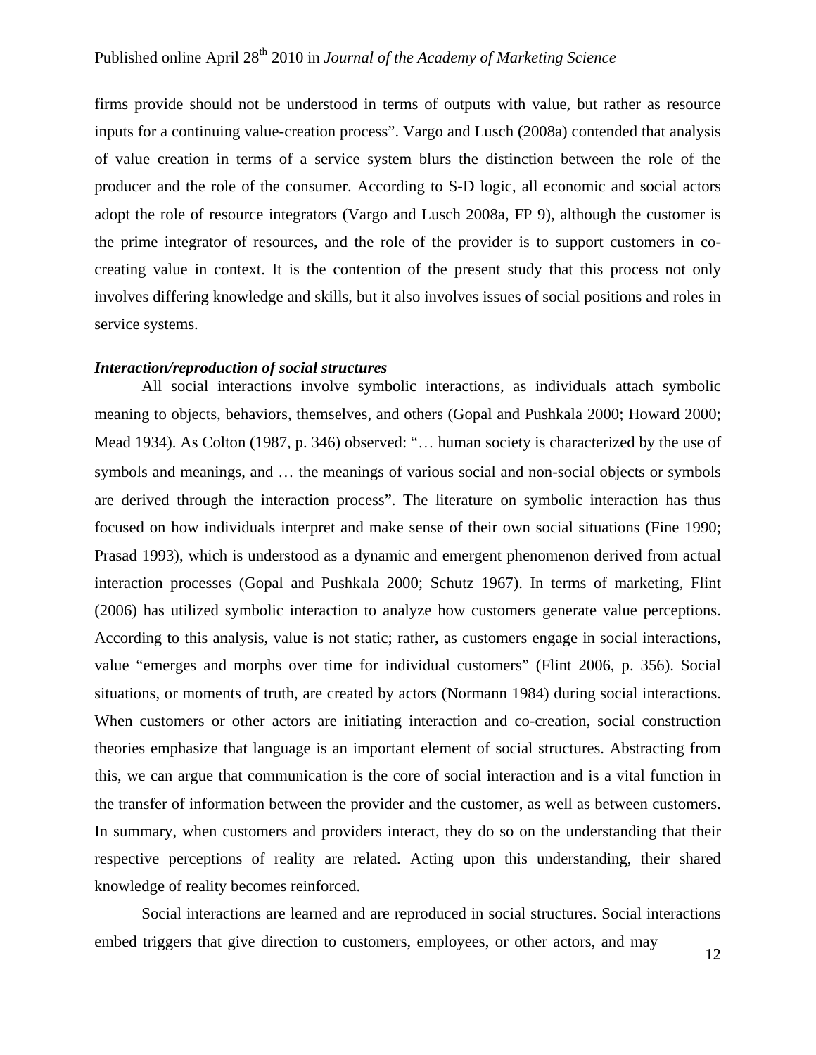firms provide should not be understood in terms of outputs with value, but rather as resource inputs for a continuing value-creation process". Vargo and Lusch (2008a) contended that analysis of value creation in terms of a service system blurs the distinction between the role of the producer and the role of the consumer. According to S-D logic, all economic and social actors adopt the role of resource integrators (Vargo and Lusch 2008a, FP 9), although the customer is the prime integrator of resources, and the role of the provider is to support customers in co-creating value in context. It is the contention of the present study that this process not only involves differing knowledge and skills, but it also involves issues of social positions and roles in service systems.

***Interaction/reproduction of social structures***

All social interactions involve symbolic interactions, as individuals attach symbolic meaning to objects, behaviors, themselves, and others (Gopal and Pushkala 2000; Howard 2000; Mead 1934). As Colton (1987, p. 346) observed: "… human society is characterized by the use of symbols and meanings, and … the meanings of various social and non-social objects or symbols are derived through the interaction process". The literature on symbolic interaction has thus focused on how individuals interpret and make sense of their own social situations (Fine 1990; Prasad 1993), which is understood as a dynamic and emergent phenomenon derived from actual interaction processes (Gopal and Pushkala 2000; Schutz 1967). In terms of marketing, Flint (2006) has utilized symbolic interaction to analyze how customers generate value perceptions. According to this analysis, value is not static; rather, as customers engage in social interactions, value "emerges and morphs over time for individual customers" (Flint 2006, p. 356). Social situations, or moments of truth, are created by actors (Normann 1984) during social interactions. When customers or other actors are initiating interaction and co-creation, social construction theories emphasize that language is an important element of social structures. Abstracting from this, we can argue that communication is the core of social interaction and is a vital function in the transfer of information between the provider and the customer, as well as between customers. In summary, when customers and providers interact, they do so on the understanding that their respective perceptions of reality are related. Acting upon this understanding, their shared knowledge of reality becomes reinforced.

Social interactions are learned and are reproduced in social structures. Social interactions embed triggers that give direction to customers, employees, or other actors, and may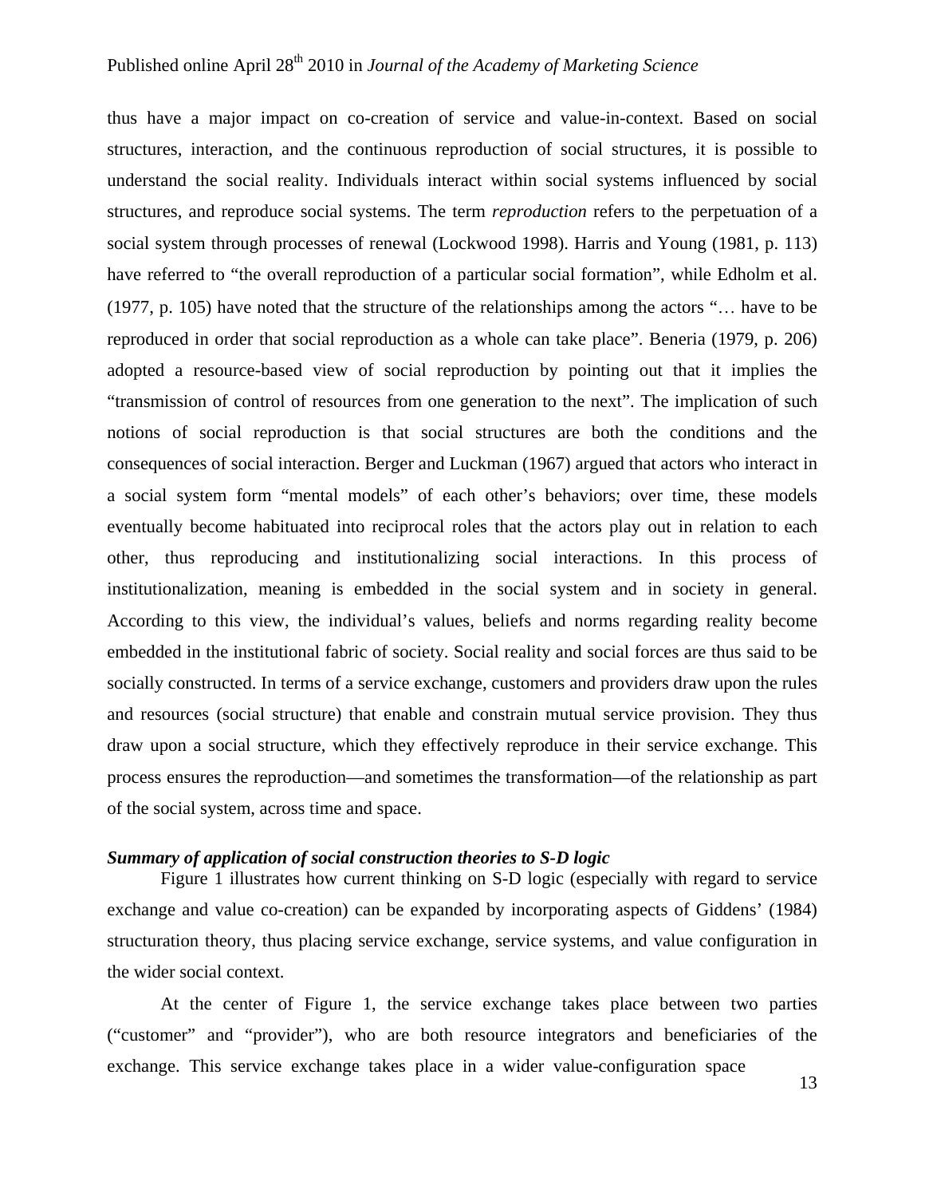thus have a major impact on co-creation of service and value-in-context. Based on social structures, interaction, and the continuous reproduction of social structures, it is possible to understand the social reality. Individuals interact within social systems influenced by social structures, and reproduce social systems. The term *reproduction* refers to the perpetuation of a social system through processes of renewal (Lockwood 1998). Harris and Young (1981, p. 113) have referred to "the overall reproduction of a particular social formation", while Edholm et al. (1977, p. 105) have noted that the structure of the relationships among the actors "… have to be reproduced in order that social reproduction as a whole can take place". Beneria (1979, p. 206) adopted a resource-based view of social reproduction by pointing out that it implies the "transmission of control of resources from one generation to the next". The implication of such notions of social reproduction is that social structures are both the conditions and the consequences of social interaction. Berger and Luckman (1967) argued that actors who interact in a social system form "mental models" of each other's behaviors; over time, these models eventually become habituated into reciprocal roles that the actors play out in relation to each other, thus reproducing and institutionalizing social interactions. In this process of institutionalization, meaning is embedded in the social system and in society in general. According to this view, the individual's values, beliefs and norms regarding reality become embedded in the institutional fabric of society. Social reality and social forces are thus said to be socially constructed. In terms of a service exchange, customers and providers draw upon the rules and resources (social structure) that enable and constrain mutual service provision. They thus draw upon a social structure, which they effectively reproduce in their service exchange. This process ensures the reproduction—and sometimes the transformation—of the relationship as part of the social system, across time and space.

***Summary of application of social construction theories to S-D logic***

Figure 1 illustrates how current thinking on S-D logic (especially with regard to service exchange and value co-creation) can be expanded by incorporating aspects of Giddens' (1984) structuration theory, thus placing service exchange, service systems, and value configuration in the wider social context.

At the center of Figure 1, the service exchange takes place between two parties ("customer" and "provider"), who are both resource integrators and beneficiaries of the exchange. This service exchange takes place in a wider value-configuration space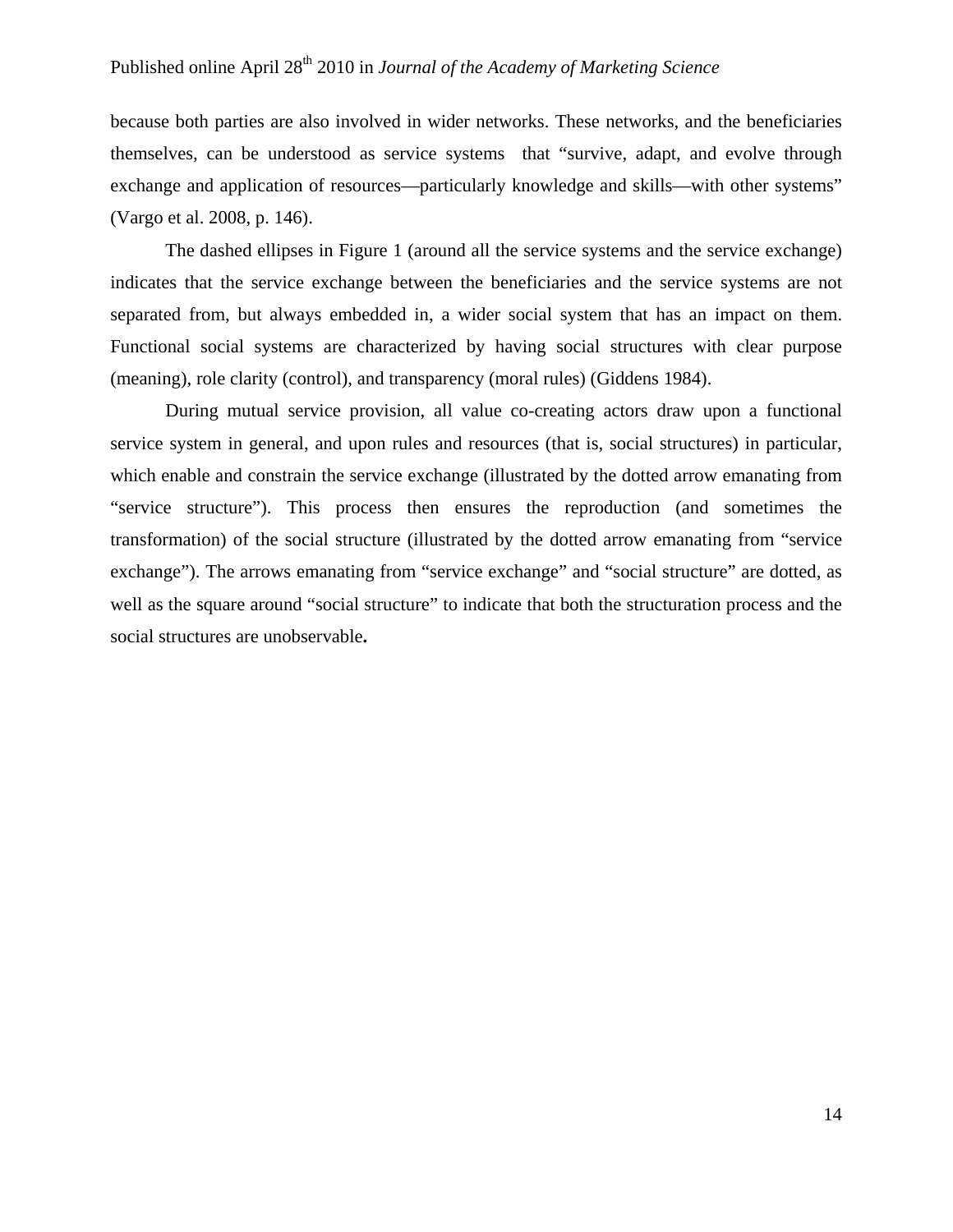because both parties are also involved in wider networks. These networks, and the beneficiaries themselves, can be understood as service systems that "survive, adapt, and evolve through exchange and application of resources—particularly knowledge and skills—with other systems" (Vargo et al. 2008, p. 146).

The dashed ellipses in Figure 1 (around all the service systems and the service exchange) indicates that the service exchange between the beneficiaries and the service systems are not separated from, but always embedded in, a wider social system that has an impact on them. Functional social systems are characterized by having social structures with clear purpose (meaning), role clarity (control), and transparency (moral rules) (Giddens 1984).

During mutual service provision, all value co-creating actors draw upon a functional service system in general, and upon rules and resources (that is, social structures) in particular, which enable and constrain the service exchange (illustrated by the dotted arrow emanating from "service structure"). This process then ensures the reproduction (and sometimes the transformation) of the social structure (illustrated by the dotted arrow emanating from "service exchange"). The arrows emanating from "service exchange" and "social structure" are dotted, as well as the square around "social structure" to indicate that both the structuration process and the social structures are unobservable**.**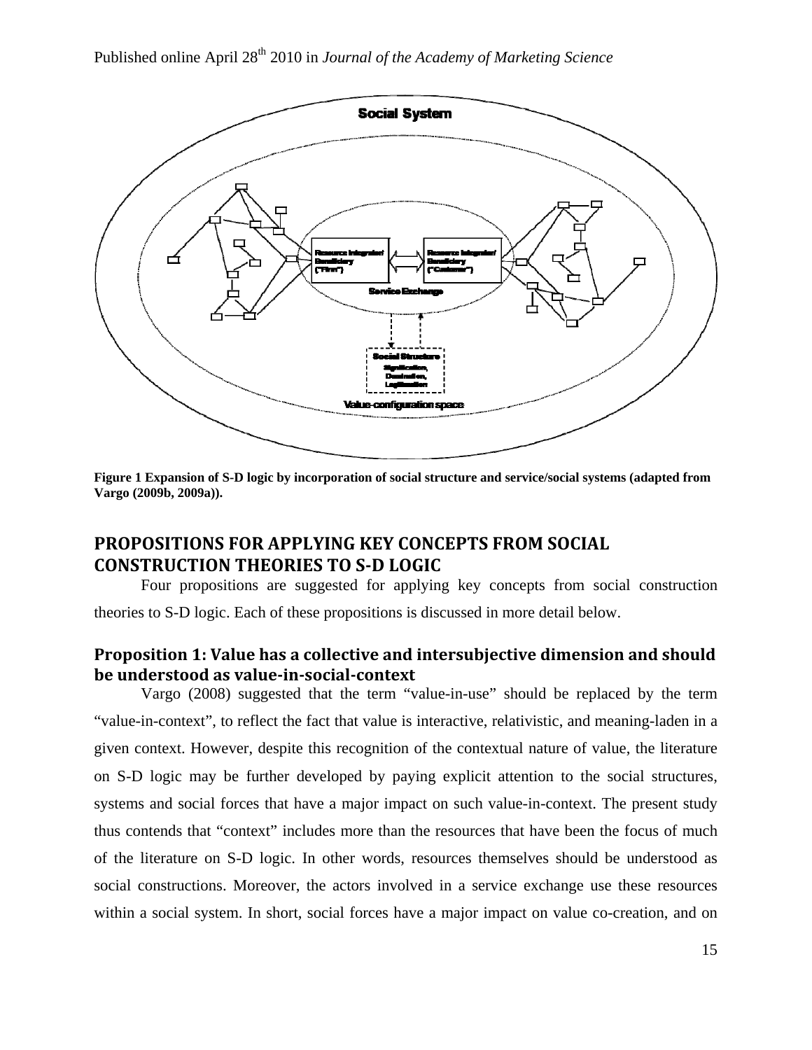Figure 1 Expansion of S-D logic by incorporation of social structure and service/social systems (adapted from Vargo (2009b, 2009a)).

## PROPOSITIONS FOR APPLYING KEY CONCEPTS FROM SOCIAL CONSTRUCTION THEORIES TO S-D LOGIC

Four propositions are suggested for applying key concepts from social construction theories to S-D logic. Each of these propositions is discussed in more detail below.

### Proposition 1: Value has a collective and intersubjective dimension and should be understood as value-in-social-context

Vargo (2008) suggested that the term "value-in-use" should be replaced by the term "value-in-context", to reflect the fact that value is interactive, relativistic, and meaning-laden in a given context. However, despite this recognition of the contextual nature of value, the literature on S-D logic may be further developed by paying explicit attention to the social structures, systems and social forces that have a major impact on such value-in-context. The present study thus contends that "context" includes more than the resources that have been the focus of much of the literature on S-D logic. In other words, resources themselves should be understood as social constructions. Moreover, the actors involved in a service exchange use these resources within a social system. In short, social forces have a major impact on value co-creation, and on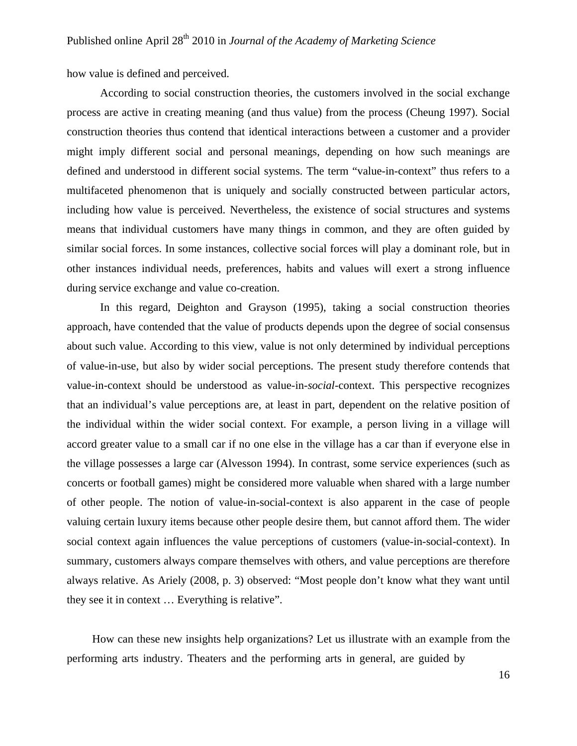how value is defined and perceived.

According to social construction theories, the customers involved in the social exchange process are active in creating meaning (and thus value) from the process (Cheung 1997). Social construction theories thus contend that identical interactions between a customer and a provider might imply different social and personal meanings, depending on how such meanings are defined and understood in different social systems. The term "value-in-context" thus refers to a multifaceted phenomenon that is uniquely and socially constructed between particular actors, including how value is perceived. Nevertheless, the existence of social structures and systems means that individual customers have many things in common, and they are often guided by similar social forces. In some instances, collective social forces will play a dominant role, but in other instances individual needs, preferences, habits and values will exert a strong influence during service exchange and value co-creation.

In this regard, Deighton and Grayson (1995), taking a social construction theories approach, have contended that the value of products depends upon the degree of social consensus about such value. According to this view, value is not only determined by individual perceptions of value-in-use, but also by wider social perceptions. The present study therefore contends that value-in-context should be understood as value-in-*social*-context. This perspective recognizes that an individual's value perceptions are, at least in part, dependent on the relative position of the individual within the wider social context. For example, a person living in a village will accord greater value to a small car if no one else in the village has a car than if everyone else in the village possesses a large car (Alvesson 1994). In contrast, some service experiences (such as concerts or football games) might be considered more valuable when shared with a large number of other people. The notion of value-in-social-context is also apparent in the case of people valuing certain luxury items because other people desire them, but cannot afford them. The wider social context again influences the value perceptions of customers (value-in-social-context). In summary, customers always compare themselves with others, and value perceptions are therefore always relative. As Ariely (2008, p. 3) observed: "Most people don't know what they want until they see it in context … Everything is relative".

How can these new insights help organizations? Let us illustrate with an example from the performing arts industry. Theaters and the performing arts in general, are guided by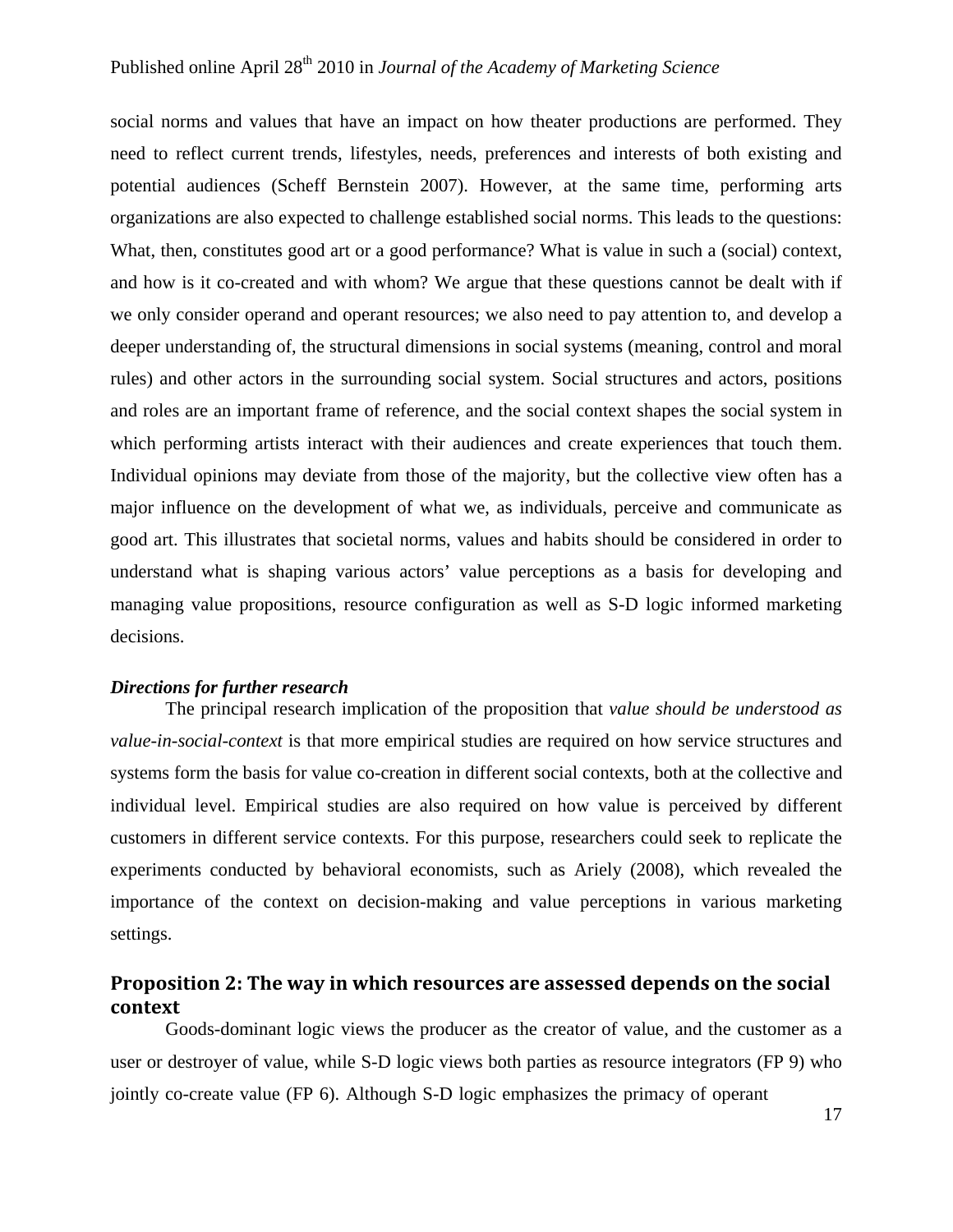social norms and values that have an impact on how theater productions are performed. They need to reflect current trends, lifestyles, needs, preferences and interests of both existing and potential audiences (Scheff Bernstein 2007). However, at the same time, performing arts organizations are also expected to challenge established social norms. This leads to the questions: What, then, constitutes good art or a good performance? What is value in such a (social) context, and how is it co-created and with whom? We argue that these questions cannot be dealt with if we only consider operand and operant resources; we also need to pay attention to, and develop a deeper understanding of, the structural dimensions in social systems (meaning, control and moral rules) and other actors in the surrounding social system. Social structures and actors, positions and roles are an important frame of reference, and the social context shapes the social system in which performing artists interact with their audiences and create experiences that touch them. Individual opinions may deviate from those of the majority, but the collective view often has a major influence on the development of what we, as individuals, perceive and communicate as good art. This illustrates that societal norms, values and habits should be considered in order to understand what is shaping various actors' value perceptions as a basis for developing and managing value propositions, resource configuration as well as S-D logic informed marketing decisions.

***Directions for further research***

The principal research implication of the proposition that *value should be understood as value-in-social-context* is that more empirical studies are required on how service structures and systems form the basis for value co-creation in different social contexts, both at the collective and individual level. Empirical studies are also required on how value is perceived by different customers in different service contexts. For this purpose, researchers could seek to replicate the experiments conducted by behavioral economists, such as Ariely (2008), which revealed the importance of the context on decision-making and value perceptions in various marketing settings.

## Proposition 2: The way in which resources are assessed depends on the social context

Goods-dominant logic views the producer as the creator of value, and the customer as a user or destroyer of value, while S-D logic views both parties as resource integrators (FP 9) who jointly co-create value (FP 6). Although S-D logic emphasizes the primacy of operant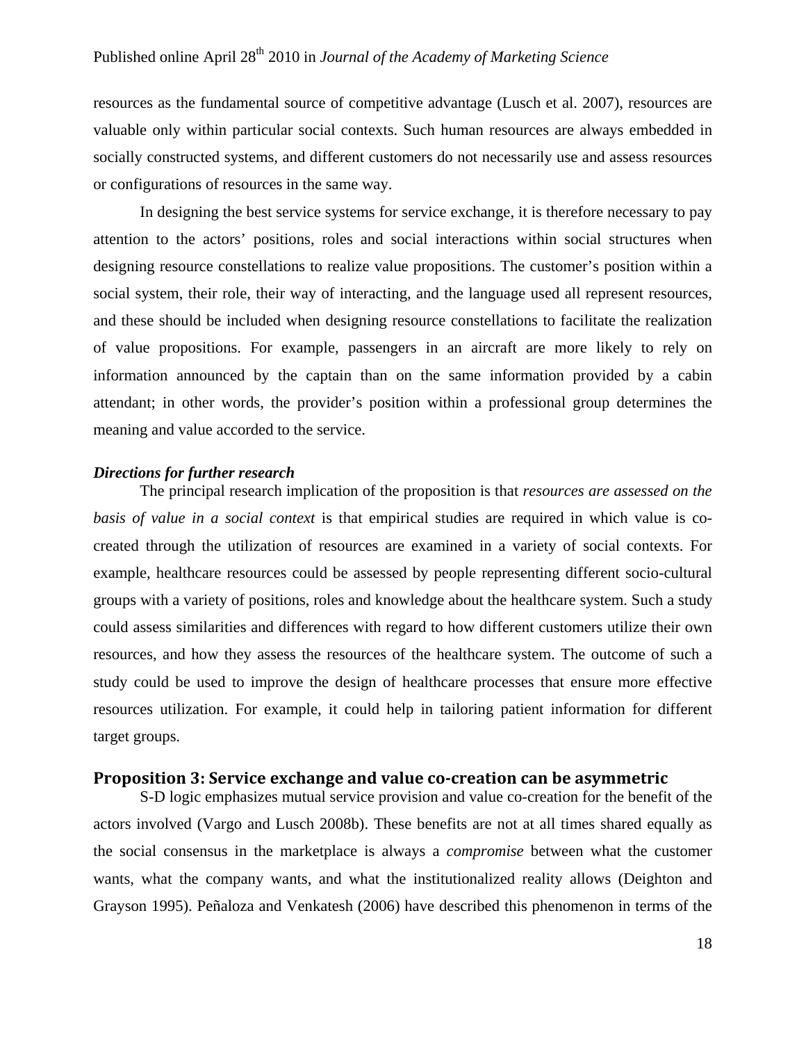resources as the fundamental source of competitive advantage (Lusch et al. 2007), resources are valuable only within particular social contexts. Such human resources are always embedded in socially constructed systems, and different customers do not necessarily use and assess resources or configurations of resources in the same way.

In designing the best service systems for service exchange, it is therefore necessary to pay attention to the actors' positions, roles and social interactions within social structures when designing resource constellations to realize value propositions. The customer's position within a social system, their role, their way of interacting, and the language used all represent resources, and these should be included when designing resource constellations to facilitate the realization of value propositions. For example, passengers in an aircraft are more likely to rely on information announced by the captain than on the same information provided by a cabin attendant; in other words, the provider's position within a professional group determines the meaning and value accorded to the service.

***Directions for further research***

The principal research implication of the proposition is that *resources are assessed on the basis of value in a social context* is that empirical studies are required in which value is co-created through the utilization of resources are examined in a variety of social contexts. For example, healthcare resources could be assessed by people representing different socio-cultural groups with a variety of positions, roles and knowledge about the healthcare system. Such a study could assess similarities and differences with regard to how different customers utilize their own resources, and how they assess the resources of the healthcare system. The outcome of such a study could be used to improve the design of healthcare processes that ensure more effective resources utilization. For example, it could help in tailoring patient information for different target groups.

## Proposition 3: Service exchange and value co-creation can be asymmetric

S-D logic emphasizes mutual service provision and value co-creation for the benefit of the actors involved (Vargo and Lusch 2008b). These benefits are not at all times shared equally as the social consensus in the marketplace is always a *compromise* between what the customer wants, what the company wants, and what the institutionalized reality allows (Deighton and Grayson 1995). Peñaloza and Venkatesh (2006) have described this phenomenon in terms of the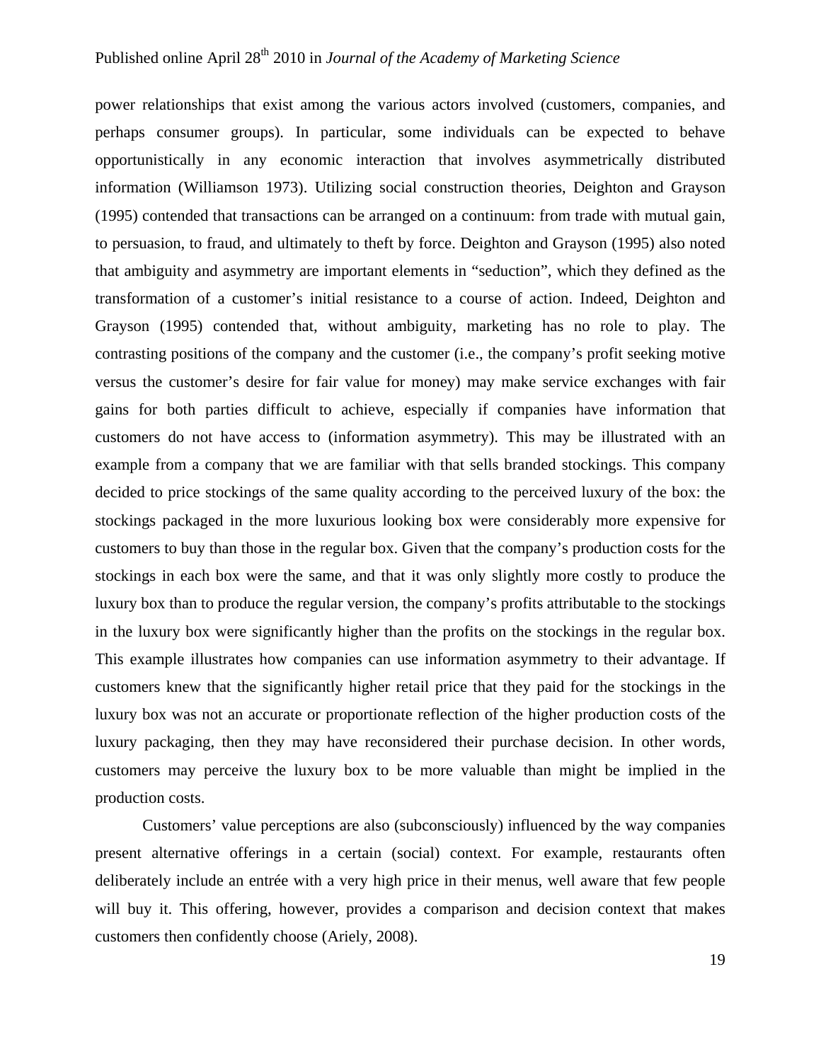power relationships that exist among the various actors involved (customers, companies, and perhaps consumer groups). In particular, some individuals can be expected to behave opportunistically in any economic interaction that involves asymmetrically distributed information (Williamson 1973). Utilizing social construction theories, Deighton and Grayson (1995) contended that transactions can be arranged on a continuum: from trade with mutual gain, to persuasion, to fraud, and ultimately to theft by force. Deighton and Grayson (1995) also noted that ambiguity and asymmetry are important elements in "seduction", which they defined as the transformation of a customer's initial resistance to a course of action. Indeed, Deighton and Grayson (1995) contended that, without ambiguity, marketing has no role to play. The contrasting positions of the company and the customer (i.e., the company's profit seeking motive versus the customer's desire for fair value for money) may make service exchanges with fair gains for both parties difficult to achieve, especially if companies have information that customers do not have access to (information asymmetry). This may be illustrated with an example from a company that we are familiar with that sells branded stockings. This company decided to price stockings of the same quality according to the perceived luxury of the box: the stockings packaged in the more luxurious looking box were considerably more expensive for customers to buy than those in the regular box. Given that the company's production costs for the stockings in each box were the same, and that it was only slightly more costly to produce the luxury box than to produce the regular version, the company's profits attributable to the stockings in the luxury box were significantly higher than the profits on the stockings in the regular box. This example illustrates how companies can use information asymmetry to their advantage. If customers knew that the significantly higher retail price that they paid for the stockings in the luxury box was not an accurate or proportionate reflection of the higher production costs of the luxury packaging, then they may have reconsidered their purchase decision. In other words, customers may perceive the luxury box to be more valuable than might be implied in the production costs.

Customers' value perceptions are also (subconsciously) influenced by the way companies present alternative offerings in a certain (social) context. For example, restaurants often deliberately include an entrée with a very high price in their menus, well aware that few people will buy it. This offering, however, provides a comparison and decision context that makes customers then confidently choose (Ariely, 2008).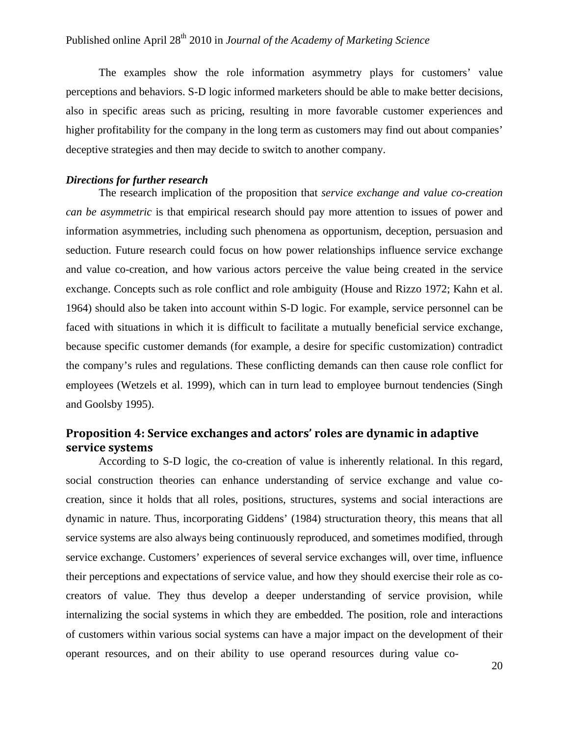The examples show the role information asymmetry plays for customers' value perceptions and behaviors. S-D logic informed marketers should be able to make better decisions, also in specific areas such as pricing, resulting in more favorable customer experiences and higher profitability for the company in the long term as customers may find out about companies' deceptive strategies and then may decide to switch to another company.

***Directions for further research***

The research implication of the proposition that *service exchange and value co-creation can be asymmetric* is that empirical research should pay more attention to issues of power and information asymmetries, including such phenomena as opportunism, deception, persuasion and seduction. Future research could focus on how power relationships influence service exchange and value co-creation, and how various actors perceive the value being created in the service exchange. Concepts such as role conflict and role ambiguity (House and Rizzo 1972; Kahn et al. 1964) should also be taken into account within S-D logic. For example, service personnel can be faced with situations in which it is difficult to facilitate a mutually beneficial service exchange, because specific customer demands (for example, a desire for specific customization) contradict the company's rules and regulations. These conflicting demands can then cause role conflict for employees (Wetzels et al. 1999), which can in turn lead to employee burnout tendencies (Singh and Goolsby 1995).

## Proposition 4: Service exchanges and actors' roles are dynamic in adaptive service systems

According to S-D logic, the co-creation of value is inherently relational. In this regard, social construction theories can enhance understanding of service exchange and value co-creation, since it holds that all roles, positions, structures, systems and social interactions are dynamic in nature. Thus, incorporating Giddens' (1984) structuration theory, this means that all service systems are also always being continuously reproduced, and sometimes modified, through service exchange. Customers' experiences of several service exchanges will, over time, influence their perceptions and expectations of service value, and how they should exercise their role as co-creators of value. They thus develop a deeper understanding of service provision, while internalizing the social systems in which they are embedded. The position, role and interactions of customers within various social systems can have a major impact on the development of their operant resources, and on their ability to use operand resources during value co-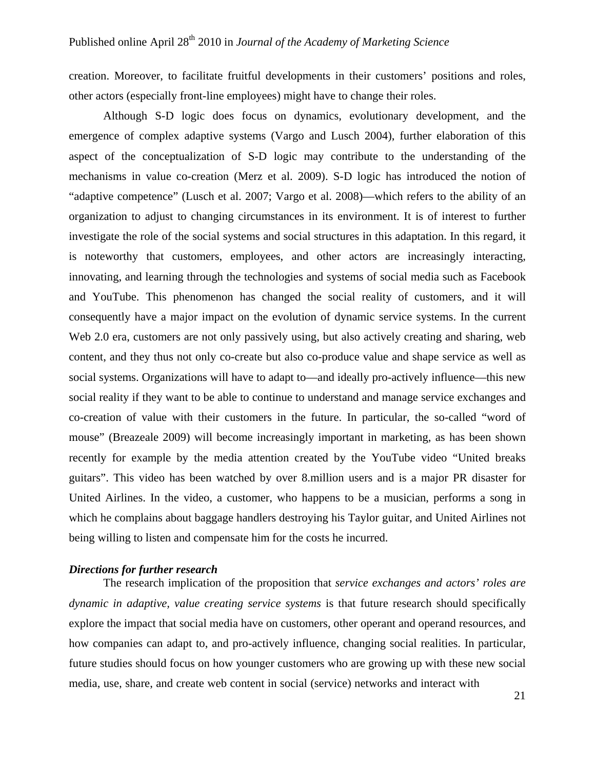creation. Moreover, to facilitate fruitful developments in their customers' positions and roles, other actors (especially front-line employees) might have to change their roles.

Although S-D logic does focus on dynamics, evolutionary development, and the emergence of complex adaptive systems (Vargo and Lusch 2004), further elaboration of this aspect of the conceptualization of S-D logic may contribute to the understanding of the mechanisms in value co-creation (Merz et al. 2009). S-D logic has introduced the notion of "adaptive competence" (Lusch et al. 2007; Vargo et al. 2008)—which refers to the ability of an organization to adjust to changing circumstances in its environment. It is of interest to further investigate the role of the social systems and social structures in this adaptation. In this regard, it is noteworthy that customers, employees, and other actors are increasingly interacting, innovating, and learning through the technologies and systems of social media such as Facebook and YouTube. This phenomenon has changed the social reality of customers, and it will consequently have a major impact on the evolution of dynamic service systems. In the current Web 2.0 era, customers are not only passively using, but also actively creating and sharing, web content, and they thus not only co-create but also co-produce value and shape service as well as social systems. Organizations will have to adapt to—and ideally pro-actively influence—this new social reality if they want to be able to continue to understand and manage service exchanges and co-creation of value with their customers in the future. In particular, the so-called "word of mouse" (Breazeale 2009) will become increasingly important in marketing, as has been shown recently for example by the media attention created by the YouTube video "United breaks guitars". This video has been watched by over 8.million users and is a major PR disaster for United Airlines. In the video, a customer, who happens to be a musician, performs a song in which he complains about baggage handlers destroying his Taylor guitar, and United Airlines not being willing to listen and compensate him for the costs he incurred.

***Directions for further research***

The research implication of the proposition that *service exchanges and actors' roles are dynamic in adaptive, value creating service systems* is that future research should specifically explore the impact that social media have on customers, other operant and operand resources, and how companies can adapt to, and pro-actively influence, changing social realities. In particular, future studies should focus on how younger customers who are growing up with these new social media, use, share, and create web content in social (service) networks and interact with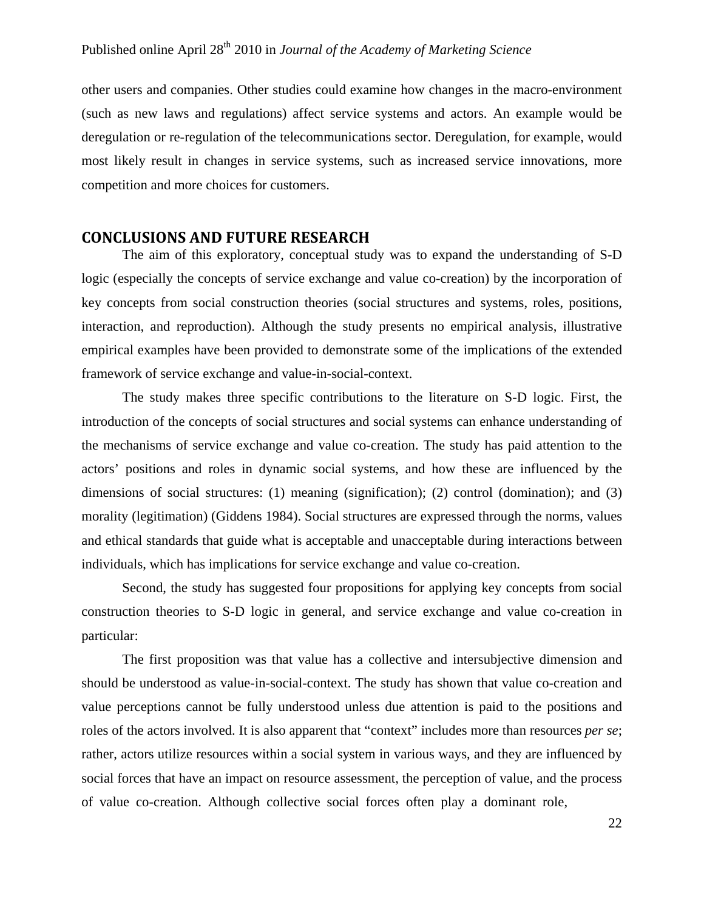other users and companies. Other studies could examine how changes in the macro-environment (such as new laws and regulations) affect service systems and actors. An example would be deregulation or re-regulation of the telecommunications sector. Deregulation, for example, would most likely result in changes in service systems, such as increased service innovations, more competition and more choices for customers.

## CONCLUSIONS AND FUTURE RESEARCH

The aim of this exploratory, conceptual study was to expand the understanding of S-D logic (especially the concepts of service exchange and value co-creation) by the incorporation of key concepts from social construction theories (social structures and systems, roles, positions, interaction, and reproduction). Although the study presents no empirical analysis, illustrative empirical examples have been provided to demonstrate some of the implications of the extended framework of service exchange and value-in-social-context.

The study makes three specific contributions to the literature on S-D logic. First, the introduction of the concepts of social structures and social systems can enhance understanding of the mechanisms of service exchange and value co-creation. The study has paid attention to the actors' positions and roles in dynamic social systems, and how these are influenced by the dimensions of social structures: (1) meaning (signification); (2) control (domination); and (3) morality (legitimation) (Giddens 1984). Social structures are expressed through the norms, values and ethical standards that guide what is acceptable and unacceptable during interactions between individuals, which has implications for service exchange and value co-creation.

Second, the study has suggested four propositions for applying key concepts from social construction theories to S-D logic in general, and service exchange and value co-creation in particular:

The first proposition was that value has a collective and intersubjective dimension and should be understood as value-in-social-context. The study has shown that value co-creation and value perceptions cannot be fully understood unless due attention is paid to the positions and roles of the actors involved. It is also apparent that "context" includes more than resources *per se*; rather, actors utilize resources within a social system in various ways, and they are influenced by social forces that have an impact on resource assessment, the perception of value, and the process of value co-creation. Although collective social forces often play a dominant role,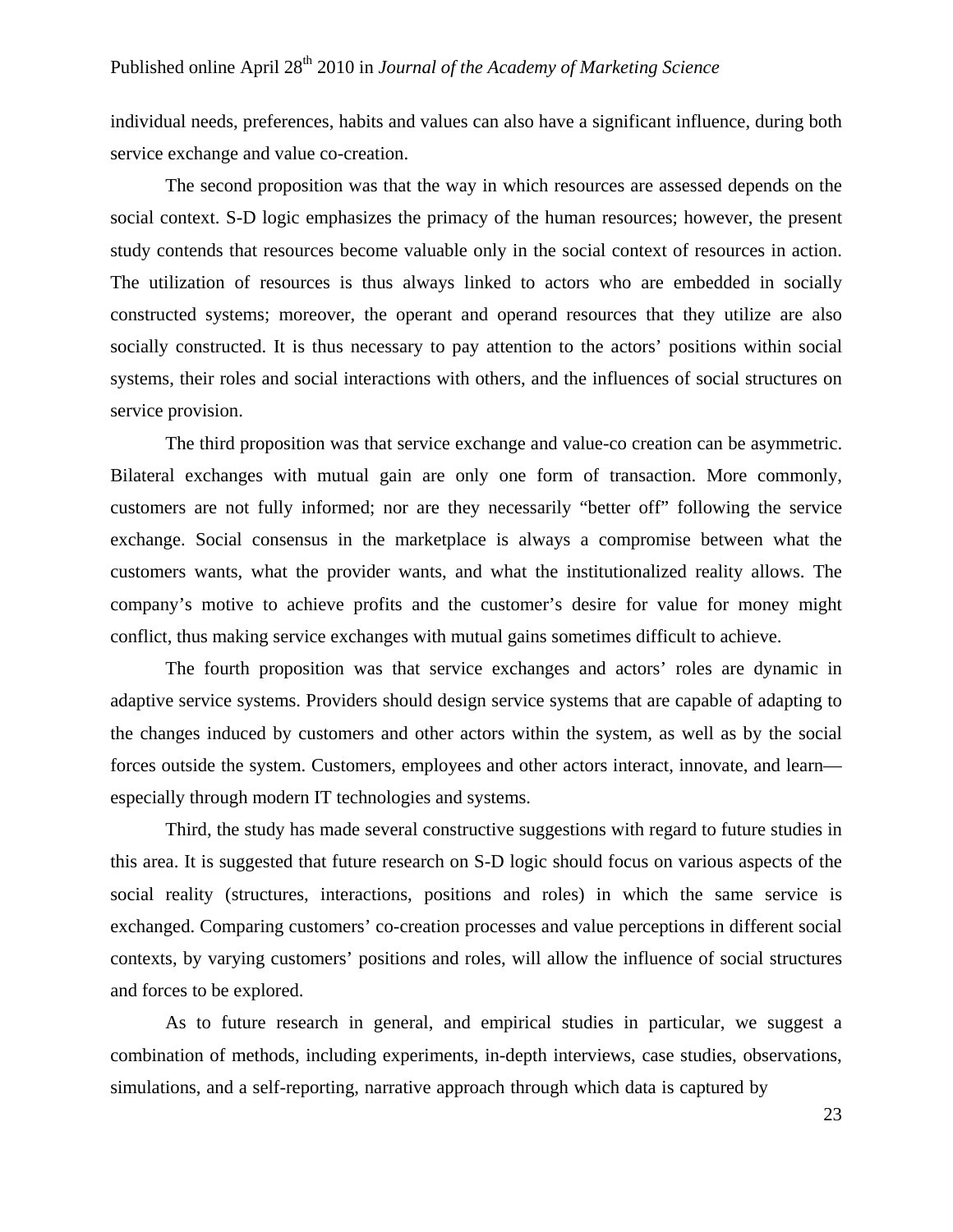individual needs, preferences, habits and values can also have a significant influence, during both service exchange and value co-creation.

The second proposition was that the way in which resources are assessed depends on the social context. S-D logic emphasizes the primacy of the human resources; however, the present study contends that resources become valuable only in the social context of resources in action. The utilization of resources is thus always linked to actors who are embedded in socially constructed systems; moreover, the operant and operand resources that they utilize are also socially constructed. It is thus necessary to pay attention to the actors' positions within social systems, their roles and social interactions with others, and the influences of social structures on service provision.

The third proposition was that service exchange and value-co creation can be asymmetric. Bilateral exchanges with mutual gain are only one form of transaction. More commonly, customers are not fully informed; nor are they necessarily "better off" following the service exchange. Social consensus in the marketplace is always a compromise between what the customers wants, what the provider wants, and what the institutionalized reality allows. The company's motive to achieve profits and the customer's desire for value for money might conflict, thus making service exchanges with mutual gains sometimes difficult to achieve.

The fourth proposition was that service exchanges and actors' roles are dynamic in adaptive service systems. Providers should design service systems that are capable of adapting to the changes induced by customers and other actors within the system, as well as by the social forces outside the system. Customers, employees and other actors interact, innovate, and learn—especially through modern IT technologies and systems.

Third, the study has made several constructive suggestions with regard to future studies in this area. It is suggested that future research on S-D logic should focus on various aspects of the social reality (structures, interactions, positions and roles) in which the same service is exchanged. Comparing customers' co-creation processes and value perceptions in different social contexts, by varying customers' positions and roles, will allow the influence of social structures and forces to be explored.

As to future research in general, and empirical studies in particular, we suggest a combination of methods, including experiments, in-depth interviews, case studies, observations, simulations, and a self-reporting, narrative approach through which data is captured by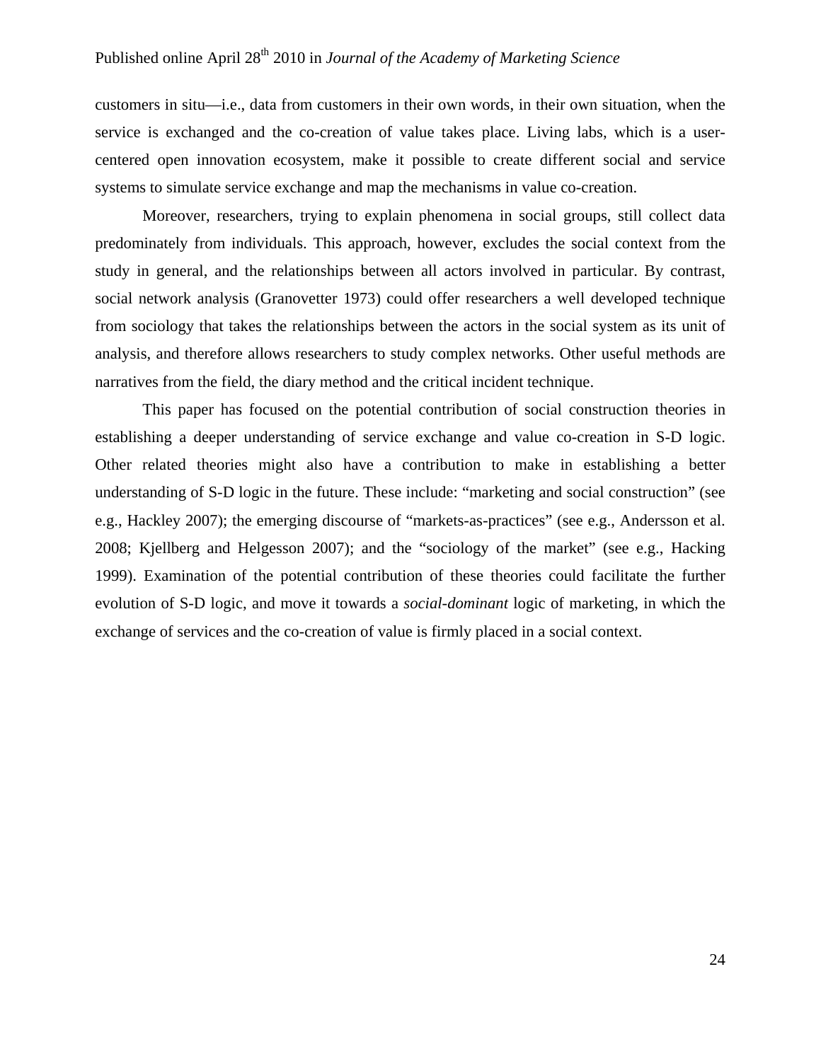customers in situ—i.e., data from customers in their own words, in their own situation, when the service is exchanged and the co-creation of value takes place. Living labs, which is a user-centered open innovation ecosystem, make it possible to create different social and service systems to simulate service exchange and map the mechanisms in value co-creation.

Moreover, researchers, trying to explain phenomena in social groups, still collect data predominately from individuals. This approach, however, excludes the social context from the study in general, and the relationships between all actors involved in particular. By contrast, social network analysis (Granovetter 1973) could offer researchers a well developed technique from sociology that takes the relationships between the actors in the social system as its unit of analysis, and therefore allows researchers to study complex networks. Other useful methods are narratives from the field, the diary method and the critical incident technique.

This paper has focused on the potential contribution of social construction theories in establishing a deeper understanding of service exchange and value co-creation in S-D logic. Other related theories might also have a contribution to make in establishing a better understanding of S-D logic in the future. These include: "marketing and social construction" (see e.g., Hackley 2007); the emerging discourse of "markets-as-practices" (see e.g., Andersson et al. 2008; Kjellberg and Helgesson 2007); and the "sociology of the market" (see e.g., Hacking 1999). Examination of the potential contribution of these theories could facilitate the further evolution of S-D logic, and move it towards a *social-dominant* logic of marketing, in which the exchange of services and the co-creation of value is firmly placed in a social context.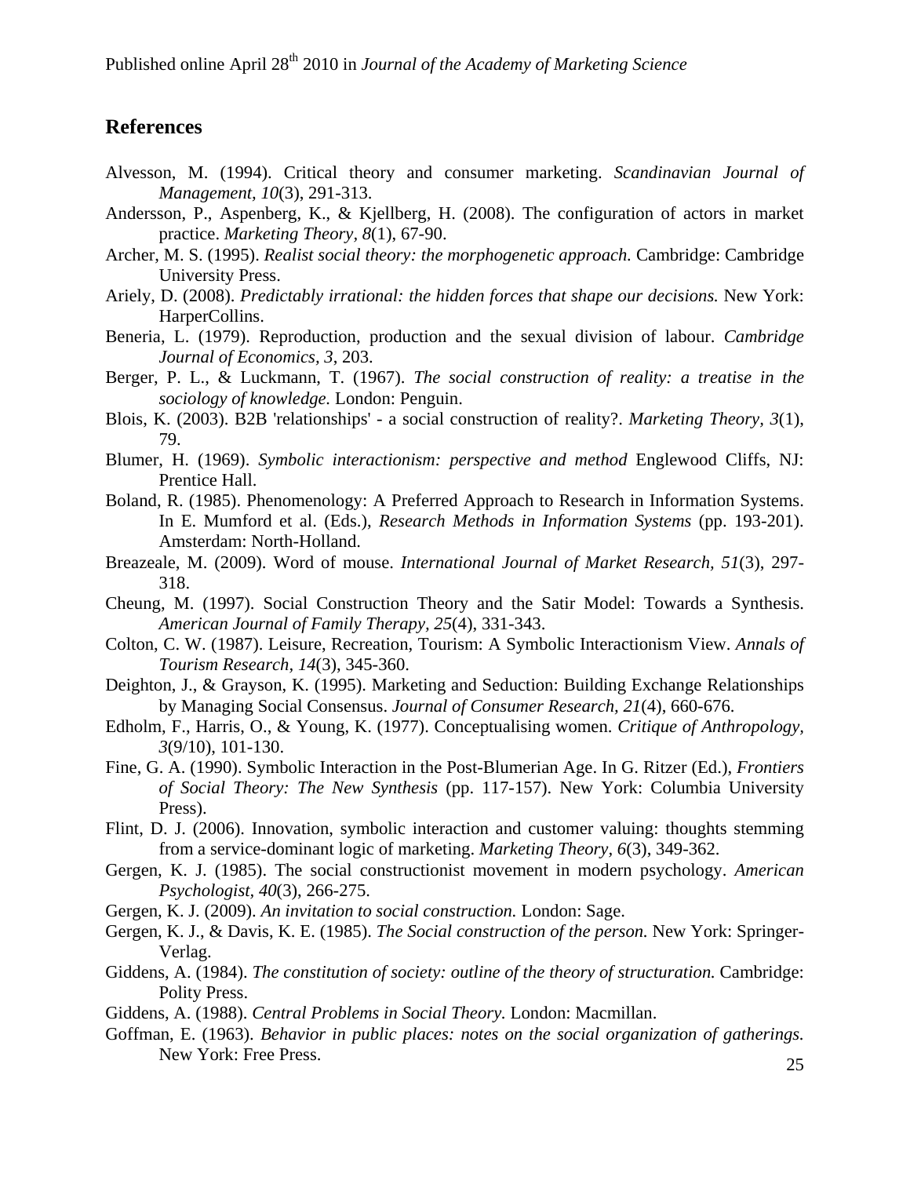## References

Alvesson, M. (1994). Critical theory and consumer marketing. *Scandinavian Journal of Management, 10*(3), 291-313.

Andersson, P., Aspenberg, K., & Kjellberg, H. (2008). The configuration of actors in market practice. *Marketing Theory, 8*(1), 67-90.

Archer, M. S. (1995). *Realist social theory: the morphogenetic approach.* Cambridge: Cambridge University Press.

Ariely, D. (2008). *Predictably irrational: the hidden forces that shape our decisions.* New York: HarperCollins.

Beneria, L. (1979). Reproduction, production and the sexual division of labour. *Cambridge Journal of Economics, 3*, 203.

Berger, P. L., & Luckmann, T. (1967). *The social construction of reality: a treatise in the sociology of knowledge.* London: Penguin.

Blois, K. (2003). B2B 'relationships' - a social construction of reality?. *Marketing Theory, 3*(1), 79.

Blumer, H. (1969). *Symbolic interactionism: perspective and method* Englewood Cliffs, NJ: Prentice Hall.

Boland, R. (1985). Phenomenology: A Preferred Approach to Research in Information Systems. In E. Mumford et al. (Eds.), *Research Methods in Information Systems* (pp. 193-201). Amsterdam: North-Holland.

Breazeale, M. (2009). Word of mouse. *International Journal of Market Research, 51*(3), 297-318.

Cheung, M. (1997). Social Construction Theory and the Satir Model: Towards a Synthesis. *American Journal of Family Therapy, 25*(4), 331-343.

Colton, C. W. (1987). Leisure, Recreation, Tourism: A Symbolic Interactionism View. *Annals of Tourism Research, 14*(3), 345-360.

Deighton, J., & Grayson, K. (1995). Marketing and Seduction: Building Exchange Relationships by Managing Social Consensus. *Journal of Consumer Research, 21*(4), 660-676.

Edholm, F., Harris, O., & Young, K. (1977). Conceptualising women. *Critique of Anthropology, 3*(9/10), 101-130.

Fine, G. A. (1990). Symbolic Interaction in the Post-Blumerian Age. In G. Ritzer (Ed.), *Frontiers of Social Theory: The New Synthesis* (pp. 117-157). New York: Columbia University Press).

Flint, D. J. (2006). Innovation, symbolic interaction and customer valuing: thoughts stemming from a service-dominant logic of marketing. *Marketing Theory, 6*(3), 349-362.

Gergen, K. J. (1985). The social constructionist movement in modern psychology. *American Psychologist, 40*(3), 266-275.

Gergen, K. J. (2009). *An invitation to social construction.* London: Sage.

Gergen, K. J., & Davis, K. E. (1985). *The Social construction of the person.* New York: Springer-Verlag.

Giddens, A. (1984). *The constitution of society: outline of the theory of structuration.* Cambridge: Polity Press.

Giddens, A. (1988). *Central Problems in Social Theory.* London: Macmillan.

Goffman, E. (1963). *Behavior in public places: notes on the social organization of gatherings.* New York: Free Press.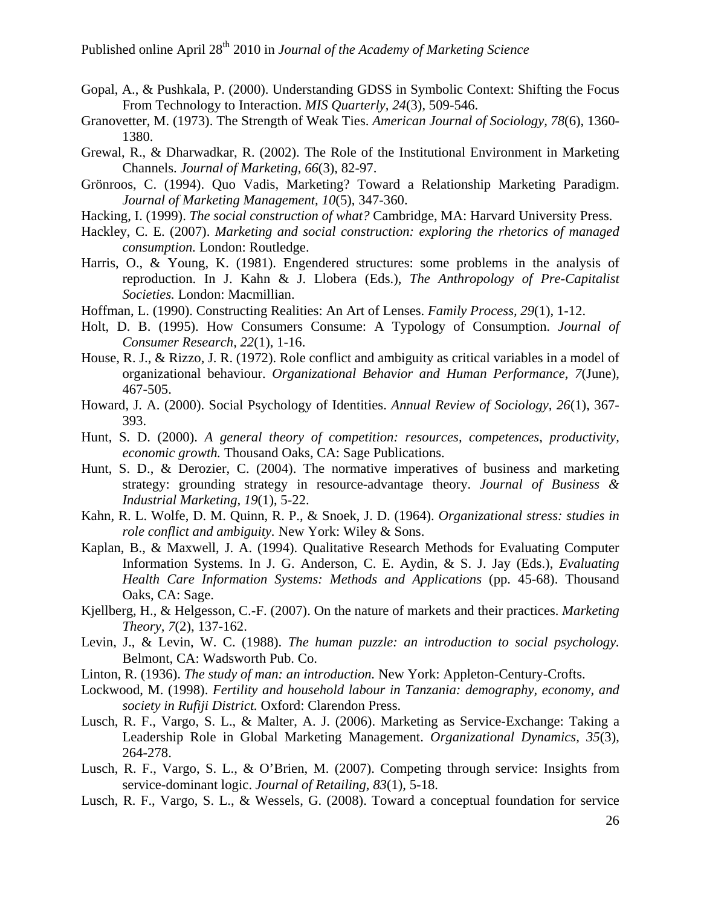Gopal, A., & Pushkala, P. (2000). Understanding GDSS in Symbolic Context: Shifting the Focus From Technology to Interaction. *MIS Quarterly, 24*(3), 509-546.

Granovetter, M. (1973). The Strength of Weak Ties. *American Journal of Sociology, 78*(6), 1360-1380.

Grewal, R., & Dharwadkar, R. (2002). The Role of the Institutional Environment in Marketing Channels. *Journal of Marketing, 66*(3), 82-97.

Grönroos, C. (1994). Quo Vadis, Marketing? Toward a Relationship Marketing Paradigm. *Journal of Marketing Management, 10*(5), 347-360.

Hacking, I. (1999). *The social construction of what?* Cambridge, MA: Harvard University Press.

Hackley, C. E. (2007). *Marketing and social construction: exploring the rhetorics of managed consumption.* London: Routledge.

Harris, O., & Young, K. (1981). Engendered structures: some problems in the analysis of reproduction. In J. Kahn & J. Llobera (Eds.), *The Anthropology of Pre-Capitalist Societies.* London: Macmillian.

Hoffman, L. (1990). Constructing Realities: An Art of Lenses. *Family Process, 29*(1), 1-12.

Holt, D. B. (1995). How Consumers Consume: A Typology of Consumption. *Journal of Consumer Research, 22*(1), 1-16.

House, R. J., & Rizzo, J. R. (1972). Role conflict and ambiguity as critical variables in a model of organizational behaviour. *Organizational Behavior and Human Performance, 7*(June), 467-505.

Howard, J. A. (2000). Social Psychology of Identities. *Annual Review of Sociology, 26*(1), 367-393.

Hunt, S. D. (2000). *A general theory of competition: resources, competences, productivity, economic growth.* Thousand Oaks, CA: Sage Publications.

Hunt, S. D., & Derozier, C. (2004). The normative imperatives of business and marketing strategy: grounding strategy in resource-advantage theory. *Journal of Business & Industrial Marketing, 19*(1), 5-22.

Kahn, R. L. Wolfe, D. M. Quinn, R. P., & Snoek, J. D. (1964). *Organizational stress: studies in role conflict and ambiguity.* New York: Wiley & Sons.

Kaplan, B., & Maxwell, J. A. (1994). Qualitative Research Methods for Evaluating Computer Information Systems. In J. G. Anderson, C. E. Aydin, & S. J. Jay (Eds.), *Evaluating Health Care Information Systems: Methods and Applications* (pp. 45-68). Thousand Oaks, CA: Sage.

Kjellberg, H., & Helgesson, C.-F. (2007). On the nature of markets and their practices. *Marketing Theory, 7*(2), 137-162.

Levin, J., & Levin, W. C. (1988). *The human puzzle: an introduction to social psychology.* Belmont, CA: Wadsworth Pub. Co.

Linton, R. (1936). *The study of man: an introduction.* New York: Appleton-Century-Crofts.

Lockwood, M. (1998). *Fertility and household labour in Tanzania: demography, economy, and society in Rufiji District.* Oxford: Clarendon Press.

Lusch, R. F., Vargo, S. L., & Malter, A. J. (2006). Marketing as Service-Exchange: Taking a Leadership Role in Global Marketing Management. *Organizational Dynamics, 35*(3), 264-278.

Lusch, R. F., Vargo, S. L., & O'Brien, M. (2007). Competing through service: Insights from service-dominant logic. *Journal of Retailing, 83*(1), 5-18.

Lusch, R. F., Vargo, S. L., & Wessels, G. (2008). Toward a conceptual foundation for service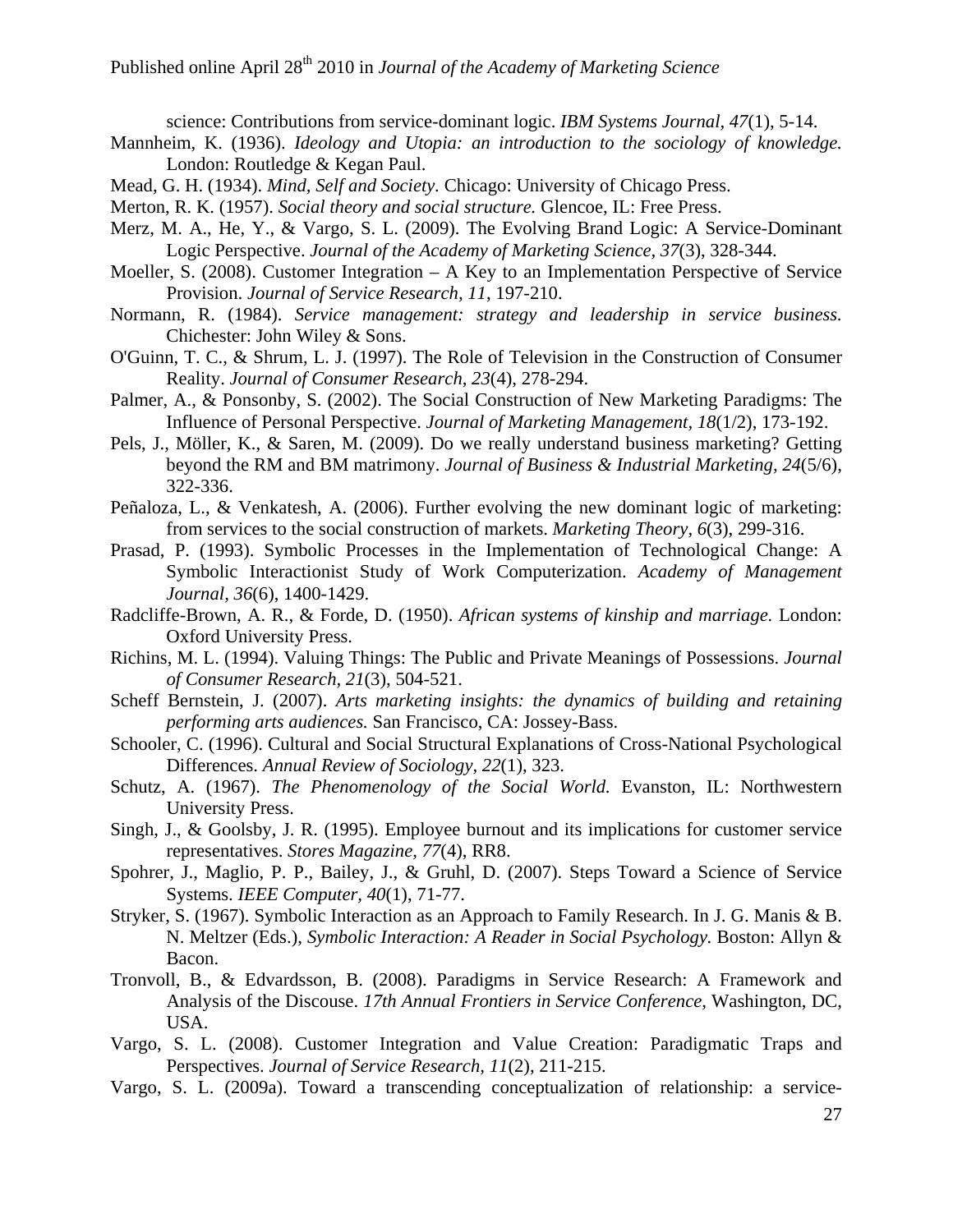science: Contributions from service-dominant logic. *IBM Systems Journal, 47*(1), 5-14.

Mannheim, K. (1936). *Ideology and Utopia: an introduction to the sociology of knowledge.* London: Routledge & Kegan Paul.

Mead, G. H. (1934). *Mind, Self and Society.* Chicago: University of Chicago Press.

Merton, R. K. (1957). *Social theory and social structure.* Glencoe, IL: Free Press.

Merz, M. A., He, Y., & Vargo, S. L. (2009). The Evolving Brand Logic: A Service-Dominant Logic Perspective. *Journal of the Academy of Marketing Science, 37*(3), 328-344.

Moeller, S. (2008). Customer Integration – A Key to an Implementation Perspective of Service Provision. *Journal of Service Research, 11*, 197-210.

Normann, R. (1984). *Service management: strategy and leadership in service business.* Chichester: John Wiley & Sons.

O'Guinn, T. C., & Shrum, L. J. (1997). The Role of Television in the Construction of Consumer Reality. *Journal of Consumer Research, 23*(4), 278-294.

Palmer, A., & Ponsonby, S. (2002). The Social Construction of New Marketing Paradigms: The Influence of Personal Perspective. *Journal of Marketing Management, 18*(1/2), 173-192.

Pels, J., Möller, K., & Saren, M. (2009). Do we really understand business marketing? Getting beyond the RM and BM matrimony. *Journal of Business & Industrial Marketing, 24*(5/6), 322-336.

Peñaloza, L., & Venkatesh, A. (2006). Further evolving the new dominant logic of marketing: from services to the social construction of markets. *Marketing Theory, 6*(3), 299-316.

Prasad, P. (1993). Symbolic Processes in the Implementation of Technological Change: A Symbolic Interactionist Study of Work Computerization. *Academy of Management Journal, 36*(6), 1400-1429.

Radcliffe-Brown, A. R., & Forde, D. (1950). *African systems of kinship and marriage.* London: Oxford University Press.

Richins, M. L. (1994). Valuing Things: The Public and Private Meanings of Possessions. *Journal of Consumer Research, 21*(3), 504-521.

Scheff Bernstein, J. (2007). *Arts marketing insights: the dynamics of building and retaining performing arts audiences.* San Francisco, CA: Jossey-Bass.

Schooler, C. (1996). Cultural and Social Structural Explanations of Cross-National Psychological Differences. *Annual Review of Sociology, 22*(1), 323.

Schutz, A. (1967). *The Phenomenology of the Social World.* Evanston, IL: Northwestern University Press.

Singh, J., & Goolsby, J. R. (1995). Employee burnout and its implications for customer service representatives. *Stores Magazine, 77*(4), RR8.

Spohrer, J., Maglio, P. P., Bailey, J., & Gruhl, D. (2007). Steps Toward a Science of Service Systems. *IEEE Computer, 40*(1), 71-77.

Stryker, S. (1967). Symbolic Interaction as an Approach to Family Research. In J. G. Manis & B. N. Meltzer (Eds.), *Symbolic Interaction: A Reader in Social Psychology.* Boston: Allyn & Bacon.

Tronvoll, B., & Edvardsson, B. (2008). Paradigms in Service Research: A Framework and Analysis of the Discouse. *17th Annual Frontiers in Service Conference,* Washington, DC, USA.

Vargo, S. L. (2008). Customer Integration and Value Creation: Paradigmatic Traps and Perspectives. *Journal of Service Research, 11*(2), 211-215.

Vargo, S. L. (2009a). Toward a transcending conceptualization of relationship: a service-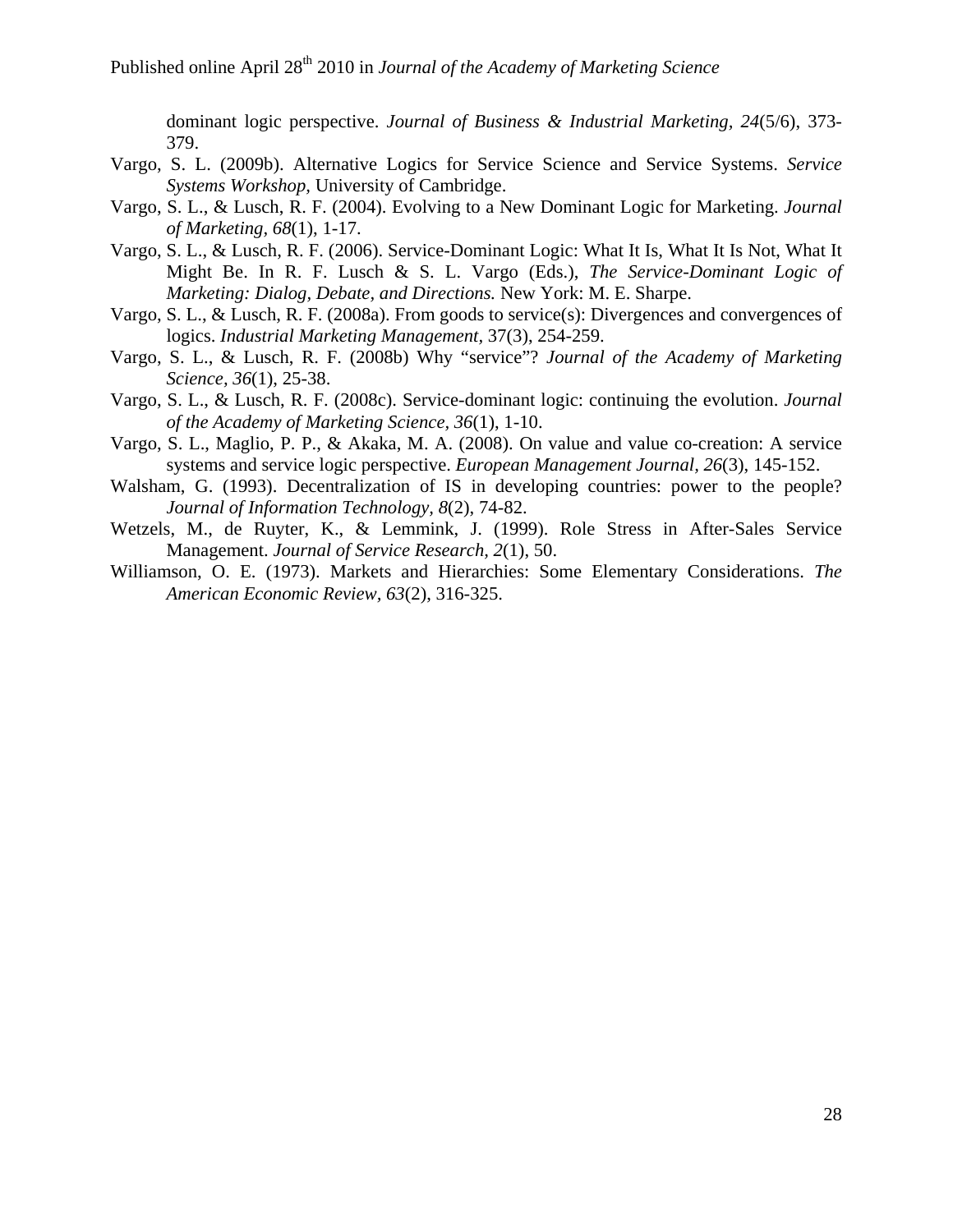dominant logic perspective. *Journal of Business & Industrial Marketing, 24*(5/6), 373-379.

Vargo, S. L. (2009b). Alternative Logics for Service Science and Service Systems. *Service Systems Workshop*, University of Cambridge.

Vargo, S. L., & Lusch, R. F. (2004). Evolving to a New Dominant Logic for Marketing. *Journal of Marketing, 68*(1), 1-17.

Vargo, S. L., & Lusch, R. F. (2006). Service-Dominant Logic: What It Is, What It Is Not, What It Might Be. In R. F. Lusch & S. L. Vargo (Eds.), *The Service-Dominant Logic of Marketing: Dialog, Debate, and Directions.* New York: M. E. Sharpe.

Vargo, S. L., & Lusch, R. F. (2008a). From goods to service(s): Divergences and convergences of logics. *Industrial Marketing Management*, 37(3), 254-259.

Vargo, S. L., & Lusch, R. F. (2008b) Why "service"? *Journal of the Academy of Marketing Science, 36*(1), 25-38.

Vargo, S. L., & Lusch, R. F. (2008c). Service-dominant logic: continuing the evolution. *Journal of the Academy of Marketing Science, 36*(1), 1-10.

Vargo, S. L., Maglio, P. P., & Akaka, M. A. (2008). On value and value co-creation: A service systems and service logic perspective. *European Management Journal, 26*(3), 145-152.

Walsham, G. (1993). Decentralization of IS in developing countries: power to the people? *Journal of Information Technology, 8*(2), 74-82.

Wetzels, M., de Ruyter, K., & Lemmink, J. (1999). Role Stress in After-Sales Service Management. *Journal of Service Research, 2*(1), 50.

Williamson, O. E. (1973). Markets and Hierarchies: Some Elementary Considerations. *The American Economic Review, 63*(2), 316-325.